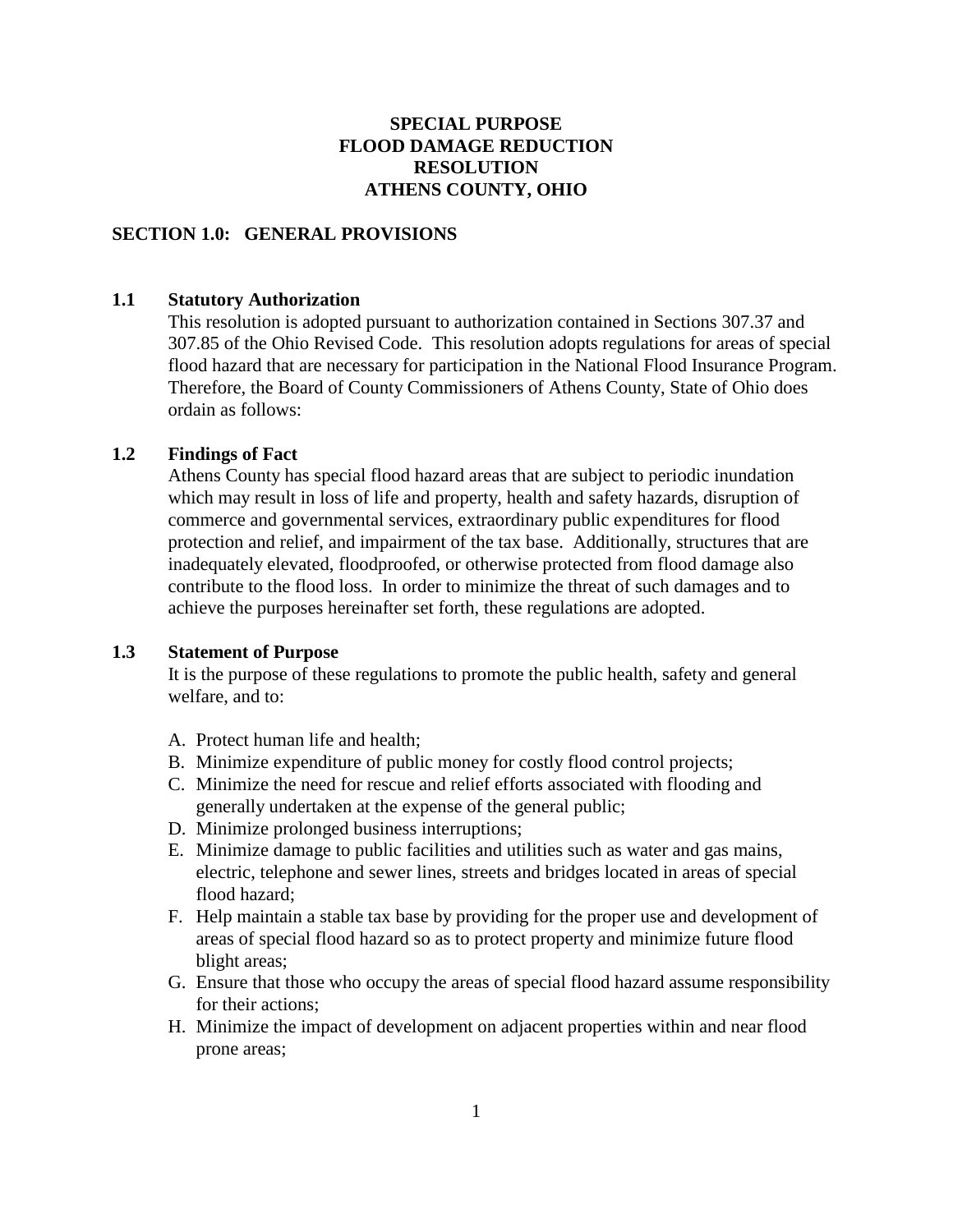# SPECIAL PURPOSE FLOOD DAMAGE REDUCTION RESOLUTION ATHENS COUNTY, OHIO

## SECTION 1.0: GENERAL PROVISIONS

### 1.1 Statutory Authorization

This resolution is adopted pursuant to authorization contained in Sections 307.37 and 307.85 of the Ohio Revised Code. This resolution adopts regulations for areas of special flood hazard that are necessary for participation in the National Flood Insurance Program. Therefore, the Board of County Commissioners of Athens County, State of Ohio does ordain as follows:

### 1.2 Findings of Fact

Athens County has special flood hazard areas that are subject to periodic inundation which may result in loss of life and property, health and safety hazards, disruption of commerce and governmental services, extraordinary public expenditures for flood protection and relief, and impairment of the tax base. Additionally, structures that are inadequately elevated, floodproofed, or otherwise protected from flood damage also contribute to the flood loss. In order to minimize the threat of such damages and to achieve the purposes hereinafter set forth, these regulations are adopted.

### 1.3 Statement of Purpose

It is the purpose of these regulations to promote the public health, safety and general welfare, and to:

A. Protect human life and health;
B. Minimize expenditure of public money for costly flood control projects;
C. Minimize the need for rescue and relief efforts associated with flooding and generally undertaken at the expense of the general public;
D. Minimize prolonged business interruptions;
E. Minimize damage to public facilities and utilities such as water and gas mains, electric, telephone and sewer lines, streets and bridges located in areas of special flood hazard;
F. Help maintain a stable tax base by providing for the proper use and development of areas of special flood hazard so as to protect property and minimize future flood blight areas;
G. Ensure that those who occupy the areas of special flood hazard assume responsibility for their actions;
H. Minimize the impact of development on adjacent properties within and near flood prone areas;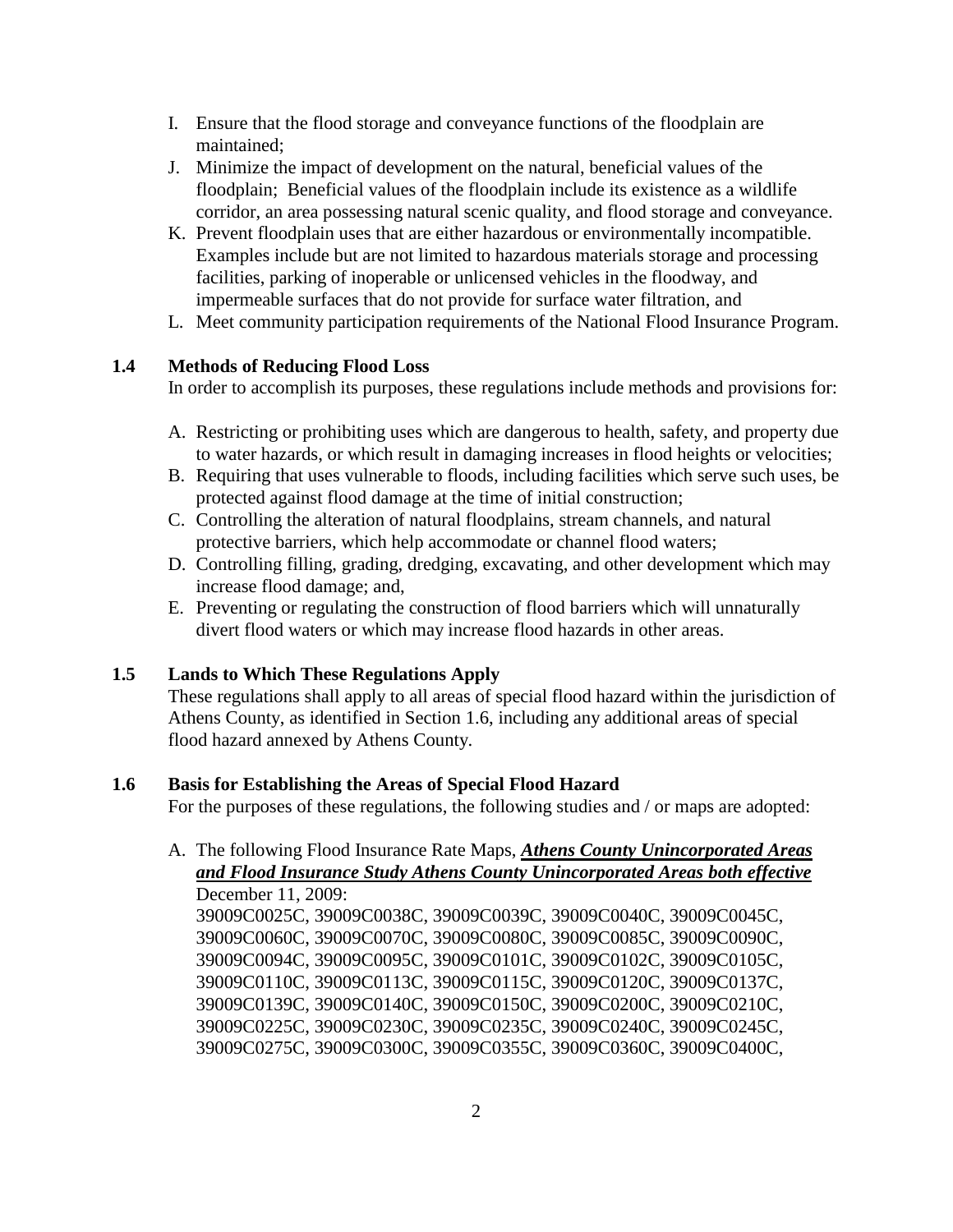I. Ensure that the flood storage and conveyance functions of the floodplain are maintained;
J. Minimize the impact of development on the natural, beneficial values of the floodplain; Beneficial values of the floodplain include its existence as a wildlife corridor, an area possessing natural scenic quality, and flood storage and conveyance.
K. Prevent floodplain uses that are either hazardous or environmentally incompatible. Examples include but are not limited to hazardous materials storage and processing facilities, parking of inoperable or unlicensed vehicles in the floodway, and impermeable surfaces that do not provide for surface water filtration, and
L. Meet community participation requirements of the National Flood Insurance Program.

### 1.4 Methods of Reducing Flood Loss

In order to accomplish its purposes, these regulations include methods and provisions for:

A. Restricting or prohibiting uses which are dangerous to health, safety, and property due to water hazards, or which result in damaging increases in flood heights or velocities;
B. Requiring that uses vulnerable to floods, including facilities which serve such uses, be protected against flood damage at the time of initial construction;
C. Controlling the alteration of natural floodplains, stream channels, and natural protective barriers, which help accommodate or channel flood waters;
D. Controlling filling, grading, dredging, excavating, and other development which may increase flood damage; and,
E. Preventing or regulating the construction of flood barriers which will unnaturally divert flood waters or which may increase flood hazards in other areas.

### 1.5 Lands to Which These Regulations Apply

These regulations shall apply to all areas of special flood hazard within the jurisdiction of Athens County, as identified in Section 1.6, including any additional areas of special flood hazard annexed by Athens County.

### 1.6 Basis for Establishing the Areas of Special Flood Hazard

For the purposes of these regulations, the following studies and / or maps are adopted:

A. The following Flood Insurance Rate Maps, ***Athens County Unincorporated Areas and Flood Insurance Study Athens County Unincorporated Areas both effective*** December 11, 2009:
39009C0025C, 39009C0038C, 39009C0039C, 39009C0040C, 39009C0045C, 39009C0060C, 39009C0070C, 39009C0080C, 39009C0085C, 39009C0090C, 39009C0094C, 39009C0095C, 39009C0101C, 39009C0102C, 39009C0105C, 39009C0110C, 39009C0113C, 39009C0115C, 39009C0120C, 39009C0137C, 39009C0139C, 39009C0140C, 39009C0150C, 39009C0200C, 39009C0210C, 39009C0225C, 39009C0230C, 39009C0235C, 39009C0240C, 39009C0245C, 39009C0275C, 39009C0300C, 39009C0355C, 39009C0360C, 39009C0400C,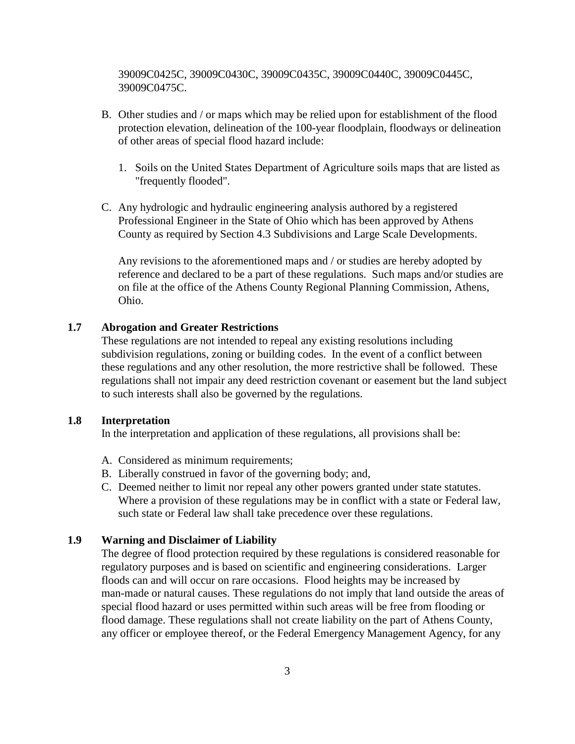39009C0425C, 39009C0430C, 39009C0435C, 39009C0440C, 39009C0445C, 39009C0475C.

B. Other studies and / or maps which may be relied upon for establishment of the flood protection elevation, delineation of the 100-year floodplain, floodways or delineation of other areas of special flood hazard include:

   1. Soils on the United States Department of Agriculture soils maps that are listed as "frequently flooded".

C. Any hydrologic and hydraulic engineering analysis authored by a registered Professional Engineer in the State of Ohio which has been approved by Athens County as required by Section 4.3 Subdivisions and Large Scale Developments.

   Any revisions to the aforementioned maps and / or studies are hereby adopted by reference and declared to be a part of these regulations. Such maps and/or studies are on file at the office of the Athens County Regional Planning Commission, Athens, Ohio.

### 1.7 Abrogation and Greater Restrictions

These regulations are not intended to repeal any existing resolutions including subdivision regulations, zoning or building codes. In the event of a conflict between these regulations and any other resolution, the more restrictive shall be followed. These regulations shall not impair any deed restriction covenant or easement but the land subject to such interests shall also be governed by the regulations.

### 1.8 Interpretation

In the interpretation and application of these regulations, all provisions shall be:

A. Considered as minimum requirements;
B. Liberally construed in favor of the governing body; and,
C. Deemed neither to limit nor repeal any other powers granted under state statutes. Where a provision of these regulations may be in conflict with a state or Federal law, such state or Federal law shall take precedence over these regulations.

### 1.9 Warning and Disclaimer of Liability

The degree of flood protection required by these regulations is considered reasonable for regulatory purposes and is based on scientific and engineering considerations. Larger floods can and will occur on rare occasions. Flood heights may be increased by man-made or natural causes. These regulations do not imply that land outside the areas of special flood hazard or uses permitted within such areas will be free from flooding or flood damage. These regulations shall not create liability on the part of Athens County, any officer or employee thereof, or the Federal Emergency Management Agency, for any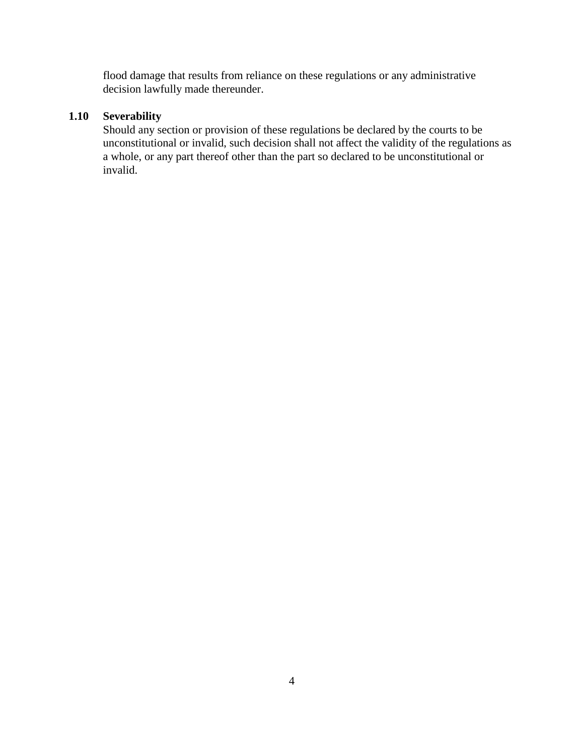flood damage that results from reliance on these regulations or any administrative decision lawfully made thereunder.

**1.10 Severability**

Should any section or provision of these regulations be declared by the courts to be unconstitutional or invalid, such decision shall not affect the validity of the regulations as a whole, or any part thereof other than the part so declared to be unconstitutional or invalid.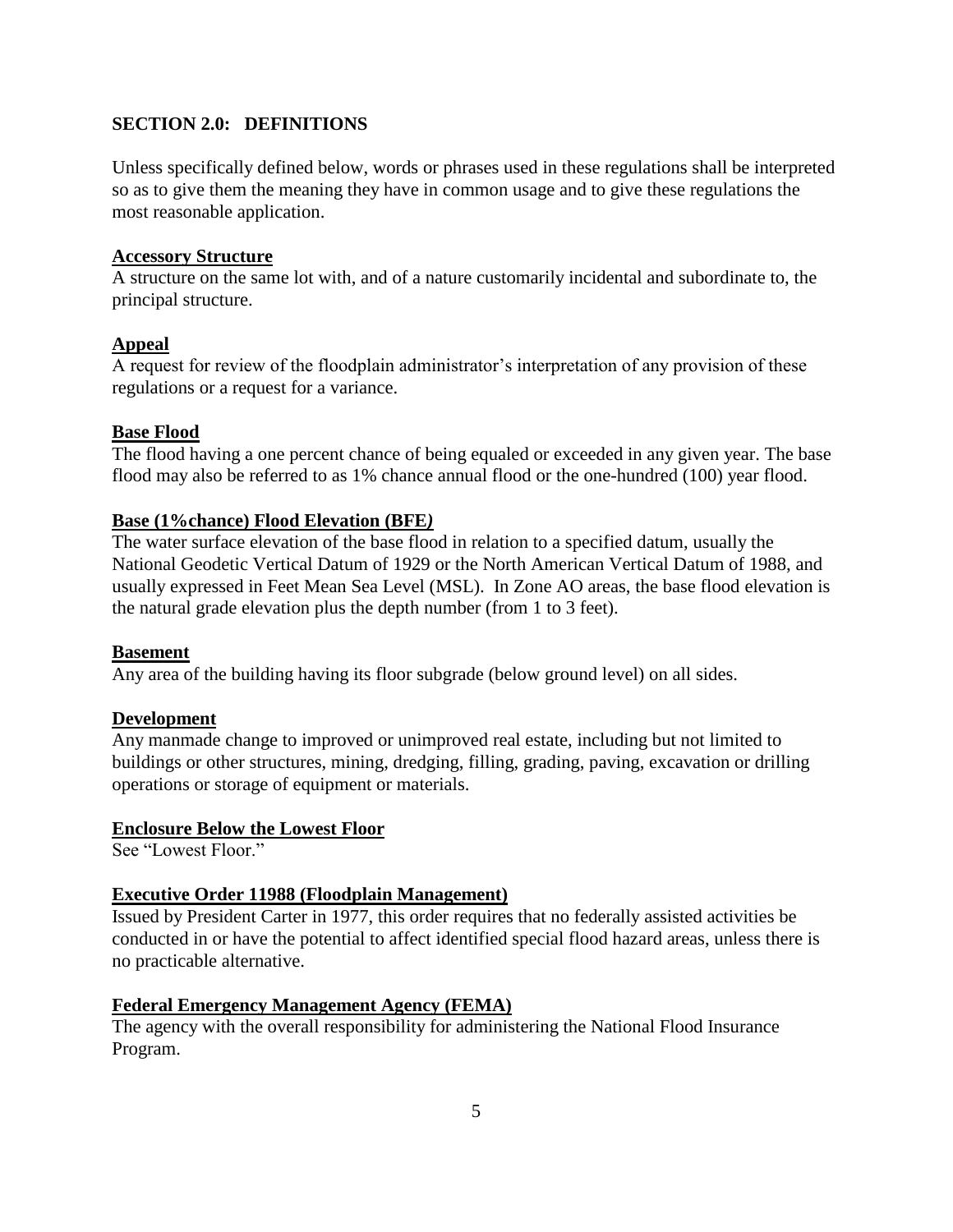## SECTION 2.0: DEFINITIONS

Unless specifically defined below, words or phrases used in these regulations shall be interpreted so as to give them the meaning they have in common usage and to give these regulations the most reasonable application.

**Accessory Structure**
A structure on the same lot with, and of a nature customarily incidental and subordinate to, the principal structure.

**Appeal**
A request for review of the floodplain administrator's interpretation of any provision of these regulations or a request for a variance.

**Base Flood**
The flood having a one percent chance of being equaled or exceeded in any given year. The base flood may also be referred to as 1% chance annual flood or the one-hundred (100) year flood.

**Base (1%chance) Flood Elevation (BFE)**
The water surface elevation of the base flood in relation to a specified datum, usually the National Geodetic Vertical Datum of 1929 or the North American Vertical Datum of 1988, and usually expressed in Feet Mean Sea Level (MSL). In Zone AO areas, the base flood elevation is the natural grade elevation plus the depth number (from 1 to 3 feet).

**Basement**
Any area of the building having its floor subgrade (below ground level) on all sides.

**Development**
Any manmade change to improved or unimproved real estate, including but not limited to buildings or other structures, mining, dredging, filling, grading, paving, excavation or drilling operations or storage of equipment or materials.

**Enclosure Below the Lowest Floor**
See "Lowest Floor."

**Executive Order 11988 (Floodplain Management)**
Issued by President Carter in 1977, this order requires that no federally assisted activities be conducted in or have the potential to affect identified special flood hazard areas, unless there is no practicable alternative.

**Federal Emergency Management Agency (FEMA)**
The agency with the overall responsibility for administering the National Flood Insurance Program.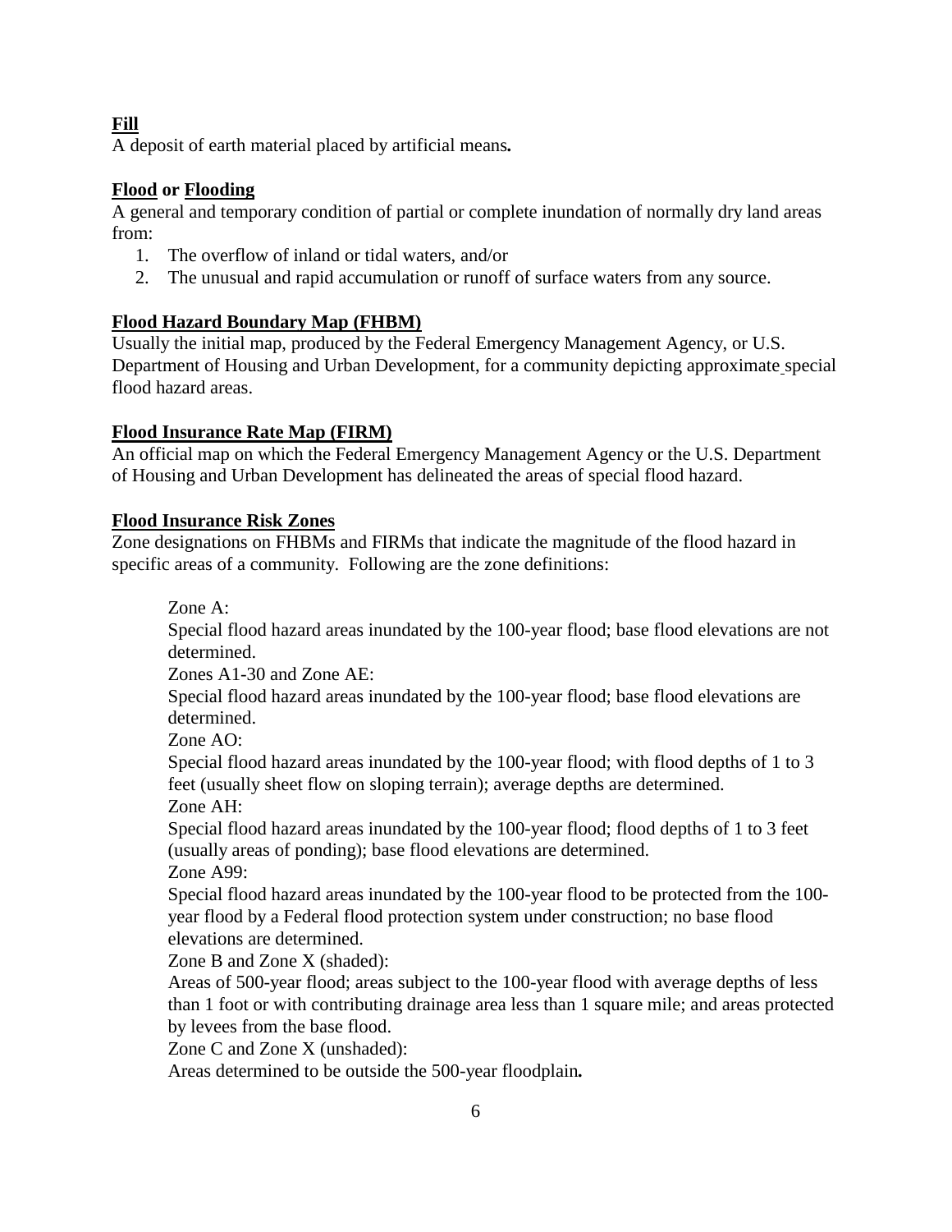**<u>Fill</u>**
A deposit of earth material placed by artificial means**.**

**<u>Flood</u> or <u>Flooding</u>**
A general and temporary condition of partial or complete inundation of normally dry land areas from:

1. The overflow of inland or tidal waters, and/or
2. The unusual and rapid accumulation or runoff of surface waters from any source.

**<u>Flood Hazard Boundary Map (FHBM)</u>**
Usually the initial map, produced by the Federal Emergency Management Agency, or U.S. Department of Housing and Urban Development, for a community depicting approximate special flood hazard areas.

**<u>Flood Insurance Rate Map (FIRM)</u>**
An official map on which the Federal Emergency Management Agency or the U.S. Department of Housing and Urban Development has delineated the areas of special flood hazard.

**<u>Flood Insurance Risk Zones</u>**
Zone designations on FHBMs and FIRMs that indicate the magnitude of the flood hazard in specific areas of a community. Following are the zone definitions:

Zone A:
Special flood hazard areas inundated by the 100-year flood; base flood elevations are not determined.

Zones A1-30 and Zone AE:
Special flood hazard areas inundated by the 100-year flood; base flood elevations are determined.

Zone AO:
Special flood hazard areas inundated by the 100-year flood; with flood depths of 1 to 3 feet (usually sheet flow on sloping terrain); average depths are determined.

Zone AH:
Special flood hazard areas inundated by the 100-year flood; flood depths of 1 to 3 feet (usually areas of ponding); base flood elevations are determined.

Zone A99:
Special flood hazard areas inundated by the 100-year flood to be protected from the 100-year flood by a Federal flood protection system under construction; no base flood elevations are determined.

Zone B and Zone X (shaded):
Areas of 500-year flood; areas subject to the 100-year flood with average depths of less than 1 foot or with contributing drainage area less than 1 square mile; and areas protected by levees from the base flood.

Zone C and Zone X (unshaded):
Areas determined to be outside the 500-year floodplain**.**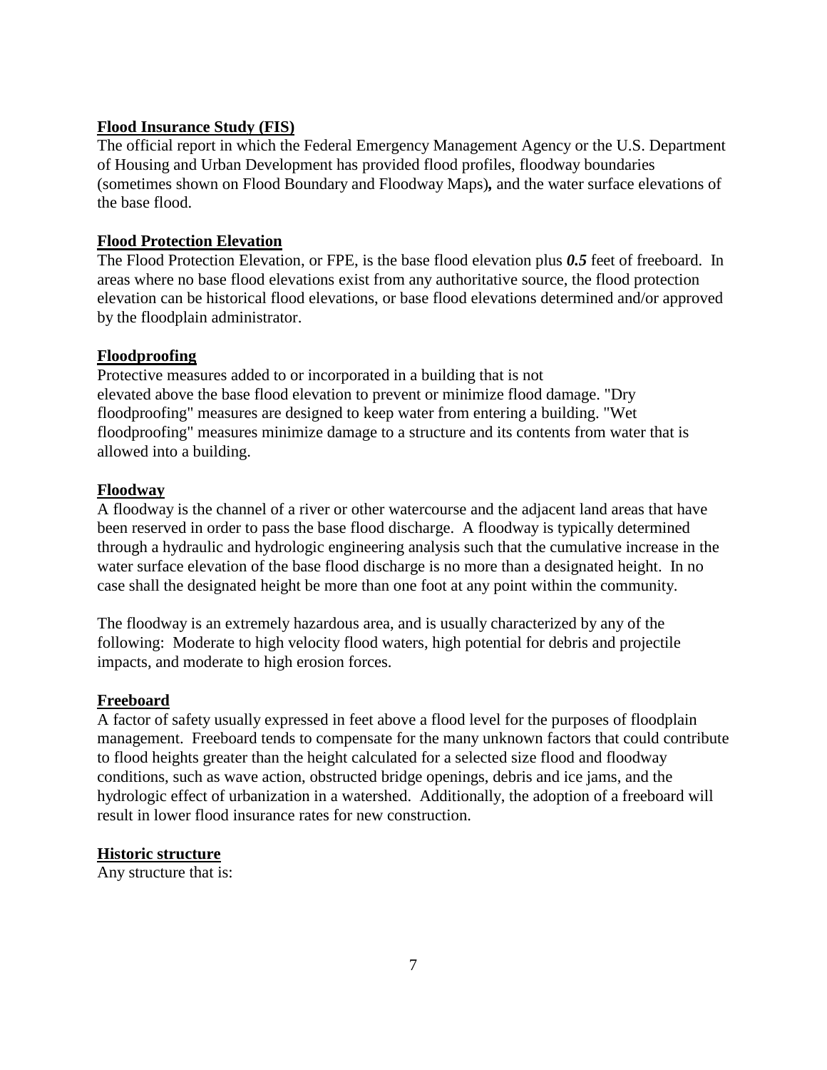**Flood Insurance Study (FIS)**

The official report in which the Federal Emergency Management Agency or the U.S. Department of Housing and Urban Development has provided flood profiles, floodway boundaries (sometimes shown on Flood Boundary and Floodway Maps)**,** and the water surface elevations of the base flood.

**Flood Protection Elevation**

The Flood Protection Elevation, or FPE, is the base flood elevation plus ***0.5*** feet of freeboard. In areas where no base flood elevations exist from any authoritative source, the flood protection elevation can be historical flood elevations, or base flood elevations determined and/or approved by the floodplain administrator.

**Floodproofing**

Protective measures added to or incorporated in a building that is not elevated above the base flood elevation to prevent or minimize flood damage. "Dry floodproofing" measures are designed to keep water from entering a building. "Wet floodproofing" measures minimize damage to a structure and its contents from water that is allowed into a building.

**Floodway**

A floodway is the channel of a river or other watercourse and the adjacent land areas that have been reserved in order to pass the base flood discharge. A floodway is typically determined through a hydraulic and hydrologic engineering analysis such that the cumulative increase in the water surface elevation of the base flood discharge is no more than a designated height. In no case shall the designated height be more than one foot at any point within the community.

The floodway is an extremely hazardous area, and is usually characterized by any of the following: Moderate to high velocity flood waters, high potential for debris and projectile impacts, and moderate to high erosion forces.

**Freeboard**

A factor of safety usually expressed in feet above a flood level for the purposes of floodplain management. Freeboard tends to compensate for the many unknown factors that could contribute to flood heights greater than the height calculated for a selected size flood and floodway conditions, such as wave action, obstructed bridge openings, debris and ice jams, and the hydrologic effect of urbanization in a watershed. Additionally, the adoption of a freeboard will result in lower flood insurance rates for new construction.

**Historic structure**

Any structure that is: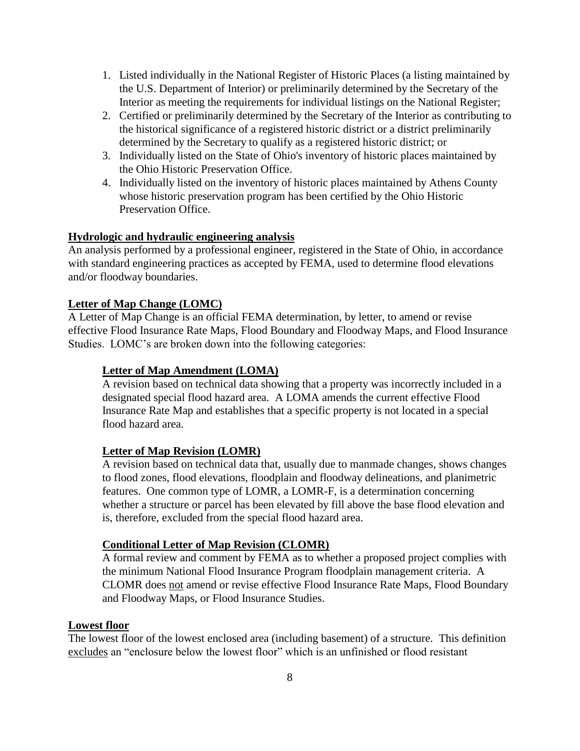1. Listed individually in the National Register of Historic Places (a listing maintained by the U.S. Department of Interior) or preliminarily determined by the Secretary of the Interior as meeting the requirements for individual listings on the National Register;
2. Certified or preliminarily determined by the Secretary of the Interior as contributing to the historical significance of a registered historic district or a district preliminarily determined by the Secretary to qualify as a registered historic district; or
3. Individually listed on the State of Ohio's inventory of historic places maintained by the Ohio Historic Preservation Office.
4. Individually listed on the inventory of historic places maintained by Athens County whose historic preservation program has been certified by the Ohio Historic Preservation Office.

**Hydrologic and hydraulic engineering analysis**
An analysis performed by a professional engineer, registered in the State of Ohio, in accordance with standard engineering practices as accepted by FEMA, used to determine flood elevations and/or floodway boundaries.

**Letter of Map Change (LOMC)**
A Letter of Map Change is an official FEMA determination, by letter, to amend or revise effective Flood Insurance Rate Maps, Flood Boundary and Floodway Maps, and Flood Insurance Studies. LOMC's are broken down into the following categories:

**Letter of Map Amendment (LOMA)**
A revision based on technical data showing that a property was incorrectly included in a designated special flood hazard area. A LOMA amends the current effective Flood Insurance Rate Map and establishes that a specific property is not located in a special flood hazard area.

**Letter of Map Revision (LOMR)**
A revision based on technical data that, usually due to manmade changes, shows changes to flood zones, flood elevations, floodplain and floodway delineations, and planimetric features. One common type of LOMR, a LOMR-F, is a determination concerning whether a structure or parcel has been elevated by fill above the base flood elevation and is, therefore, excluded from the special flood hazard area.

**Conditional Letter of Map Revision (CLOMR)**
A formal review and comment by FEMA as to whether a proposed project complies with the minimum National Flood Insurance Program floodplain management criteria. A CLOMR does not amend or revise effective Flood Insurance Rate Maps, Flood Boundary and Floodway Maps, or Flood Insurance Studies.

**Lowest floor**
The lowest floor of the lowest enclosed area (including basement) of a structure. This definition excludes an "enclosure below the lowest floor" which is an unfinished or flood resistant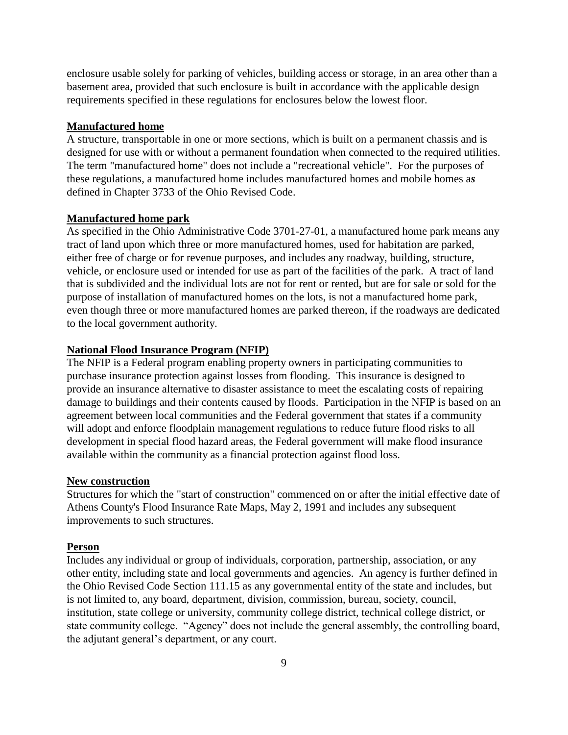enclosure usable solely for parking of vehicles, building access or storage, in an area other than a basement area, provided that such enclosure is built in accordance with the applicable design requirements specified in these regulations for enclosures below the lowest floor.

**Manufactured home**

A structure, transportable in one or more sections, which is built on a permanent chassis and is designed for use with or without a permanent foundation when connected to the required utilities. The term "manufactured home" does not include a "recreational vehicle". For the purposes of these regulations, a manufactured home includes manufactured homes and mobile homes as defined in Chapter 3733 of the Ohio Revised Code.

**Manufactured home park**

As specified in the Ohio Administrative Code 3701-27-01, a manufactured home park means any tract of land upon which three or more manufactured homes, used for habitation are parked, either free of charge or for revenue purposes, and includes any roadway, building, structure, vehicle, or enclosure used or intended for use as part of the facilities of the park. A tract of land that is subdivided and the individual lots are not for rent or rented, but are for sale or sold for the purpose of installation of manufactured homes on the lots, is not a manufactured home park, even though three or more manufactured homes are parked thereon, if the roadways are dedicated to the local government authority.

**National Flood Insurance Program (NFIP)**

The NFIP is a Federal program enabling property owners in participating communities to purchase insurance protection against losses from flooding. This insurance is designed to provide an insurance alternative to disaster assistance to meet the escalating costs of repairing damage to buildings and their contents caused by floods. Participation in the NFIP is based on an agreement between local communities and the Federal government that states if a community will adopt and enforce floodplain management regulations to reduce future flood risks to all development in special flood hazard areas, the Federal government will make flood insurance available within the community as a financial protection against flood loss.

**New construction**

Structures for which the "start of construction" commenced on or after the initial effective date of Athens County's Flood Insurance Rate Maps, May 2, 1991 and includes any subsequent improvements to such structures.

**Person**

Includes any individual or group of individuals, corporation, partnership, association, or any other entity, including state and local governments and agencies. An agency is further defined in the Ohio Revised Code Section 111.15 as any governmental entity of the state and includes, but is not limited to, any board, department, division, commission, bureau, society, council, institution, state college or university, community college district, technical college district, or state community college. "Agency" does not include the general assembly, the controlling board, the adjutant general's department, or any court.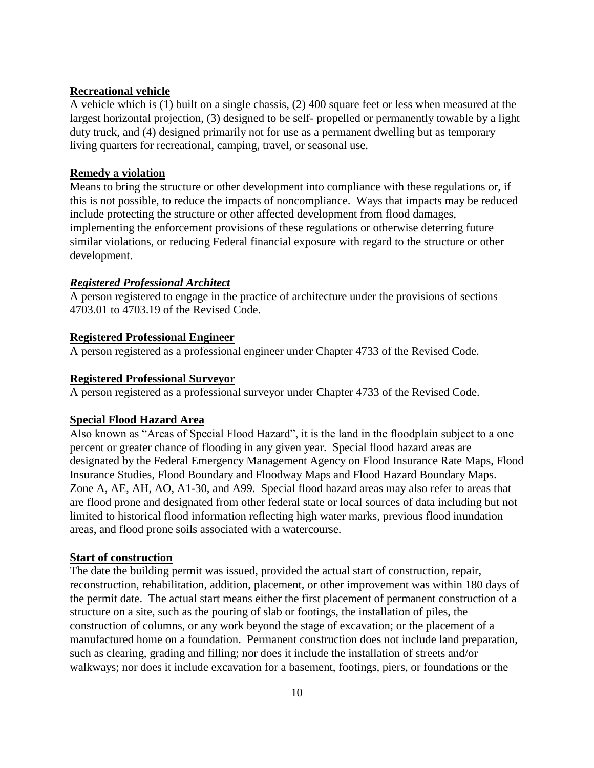**Recreational vehicle**

A vehicle which is (1) built on a single chassis, (2) 400 square feet or less when measured at the largest horizontal projection, (3) designed to be self- propelled or permanently towable by a light duty truck, and (4) designed primarily not for use as a permanent dwelling but as temporary living quarters for recreational, camping, travel, or seasonal use.

**Remedy a violation**

Means to bring the structure or other development into compliance with these regulations or, if this is not possible, to reduce the impacts of noncompliance. Ways that impacts may be reduced include protecting the structure or other affected development from flood damages, implementing the enforcement provisions of these regulations or otherwise deterring future similar violations, or reducing Federal financial exposure with regard to the structure or other development.

***Registered Professional Architect***

A person registered to engage in the practice of architecture under the provisions of sections 4703.01 to 4703.19 of the Revised Code.

**Registered Professional Engineer**

A person registered as a professional engineer under Chapter 4733 of the Revised Code.

**Registered Professional Surveyor**

A person registered as a professional surveyor under Chapter 4733 of the Revised Code.

**Special Flood Hazard Area**

Also known as "Areas of Special Flood Hazard", it is the land in the floodplain subject to a one percent or greater chance of flooding in any given year. Special flood hazard areas are designated by the Federal Emergency Management Agency on Flood Insurance Rate Maps, Flood Insurance Studies, Flood Boundary and Floodway Maps and Flood Hazard Boundary Maps. Zone A, AE, AH, AO, A1-30, and A99. Special flood hazard areas may also refer to areas that are flood prone and designated from other federal state or local sources of data including but not limited to historical flood information reflecting high water marks, previous flood inundation areas, and flood prone soils associated with a watercourse.

**Start of construction**

The date the building permit was issued, provided the actual start of construction, repair, reconstruction, rehabilitation, addition, placement, or other improvement was within 180 days of the permit date. The actual start means either the first placement of permanent construction of a structure on a site, such as the pouring of slab or footings, the installation of piles, the construction of columns, or any work beyond the stage of excavation; or the placement of a manufactured home on a foundation. Permanent construction does not include land preparation, such as clearing, grading and filling; nor does it include the installation of streets and/or walkways; nor does it include excavation for a basement, footings, piers, or foundations or the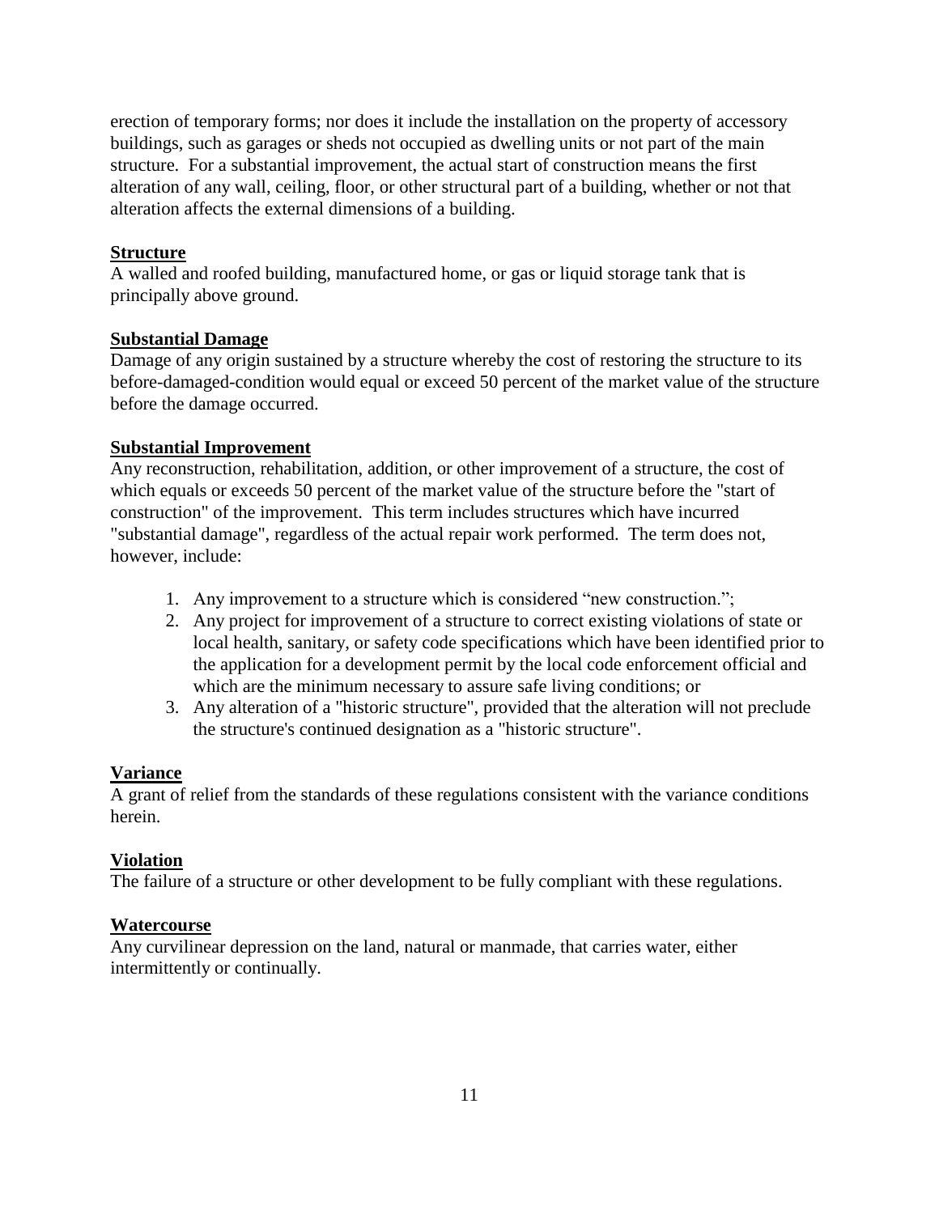erection of temporary forms; nor does it include the installation on the property of accessory buildings, such as garages or sheds not occupied as dwelling units or not part of the main structure. For a substantial improvement, the actual start of construction means the first alteration of any wall, ceiling, floor, or other structural part of a building, whether or not that alteration affects the external dimensions of a building.

**Structure**
A walled and roofed building, manufactured home, or gas or liquid storage tank that is principally above ground.

**Substantial Damage**
Damage of any origin sustained by a structure whereby the cost of restoring the structure to its before-damaged-condition would equal or exceed 50 percent of the market value of the structure before the damage occurred.

**Substantial Improvement**
Any reconstruction, rehabilitation, addition, or other improvement of a structure, the cost of which equals or exceeds 50 percent of the market value of the structure before the "start of construction" of the improvement. This term includes structures which have incurred "substantial damage", regardless of the actual repair work performed. The term does not, however, include:

1. Any improvement to a structure which is considered "new construction.";
2. Any project for improvement of a structure to correct existing violations of state or local health, sanitary, or safety code specifications which have been identified prior to the application for a development permit by the local code enforcement official and which are the minimum necessary to assure safe living conditions; or
3. Any alteration of a "historic structure", provided that the alteration will not preclude the structure's continued designation as a "historic structure".

**Variance**
A grant of relief from the standards of these regulations consistent with the variance conditions herein.

**Violation**
The failure of a structure or other development to be fully compliant with these regulations.

**Watercourse**
Any curvilinear depression on the land, natural or manmade, that carries water, either intermittently or continually.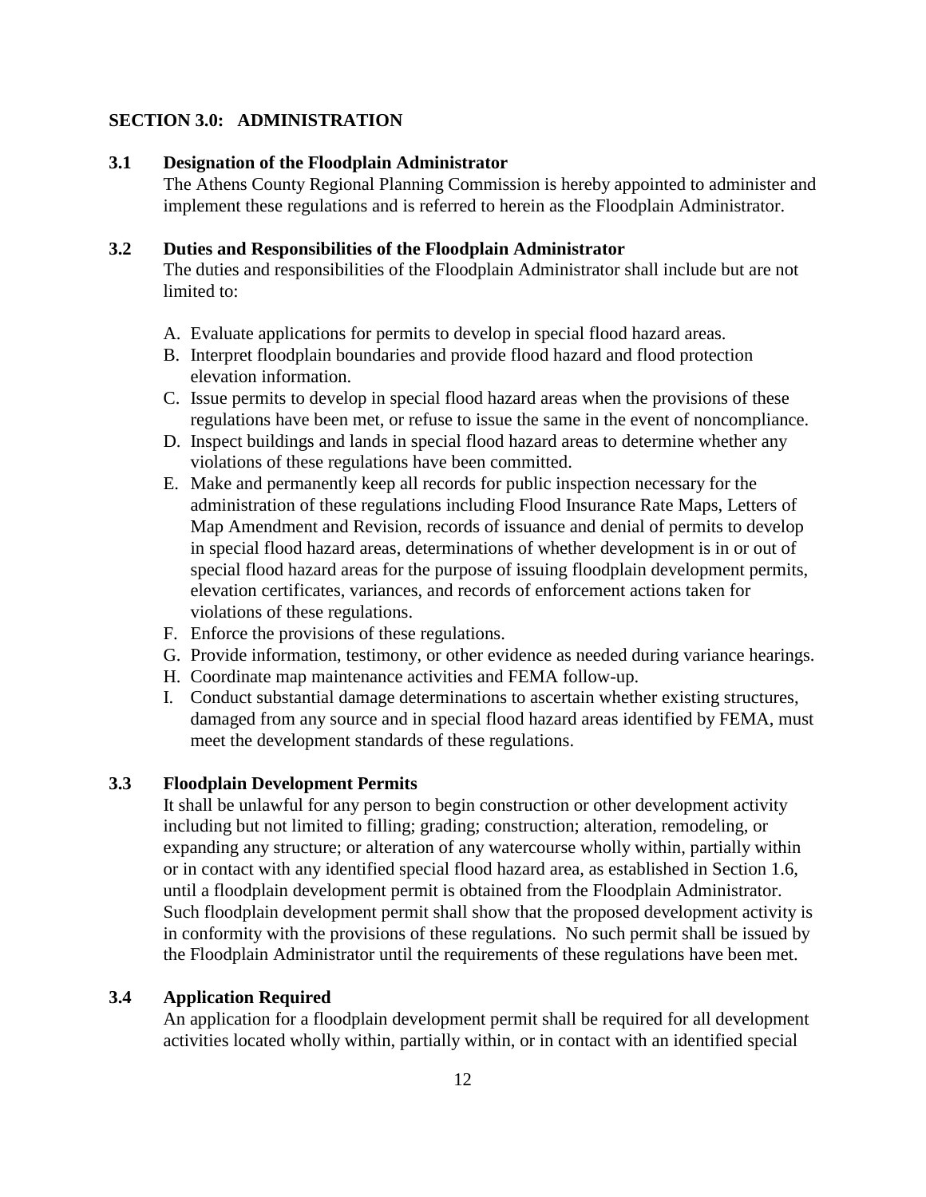## SECTION 3.0: ADMINISTRATION

### 3.1 Designation of the Floodplain Administrator

The Athens County Regional Planning Commission is hereby appointed to administer and implement these regulations and is referred to herein as the Floodplain Administrator.

### 3.2 Duties and Responsibilities of the Floodplain Administrator

The duties and responsibilities of the Floodplain Administrator shall include but are not limited to:

A. Evaluate applications for permits to develop in special flood hazard areas.
B. Interpret floodplain boundaries and provide flood hazard and flood protection elevation information.
C. Issue permits to develop in special flood hazard areas when the provisions of these regulations have been met, or refuse to issue the same in the event of noncompliance.
D. Inspect buildings and lands in special flood hazard areas to determine whether any violations of these regulations have been committed.
E. Make and permanently keep all records for public inspection necessary for the administration of these regulations including Flood Insurance Rate Maps, Letters of Map Amendment and Revision, records of issuance and denial of permits to develop in special flood hazard areas, determinations of whether development is in or out of special flood hazard areas for the purpose of issuing floodplain development permits, elevation certificates, variances, and records of enforcement actions taken for violations of these regulations.
F. Enforce the provisions of these regulations.
G. Provide information, testimony, or other evidence as needed during variance hearings.
H. Coordinate map maintenance activities and FEMA follow-up.
I. Conduct substantial damage determinations to ascertain whether existing structures, damaged from any source and in special flood hazard areas identified by FEMA, must meet the development standards of these regulations.

### 3.3 Floodplain Development Permits

It shall be unlawful for any person to begin construction or other development activity including but not limited to filling; grading; construction; alteration, remodeling, or expanding any structure; or alteration of any watercourse wholly within, partially within or in contact with any identified special flood hazard area, as established in Section 1.6, until a floodplain development permit is obtained from the Floodplain Administrator. Such floodplain development permit shall show that the proposed development activity is in conformity with the provisions of these regulations. No such permit shall be issued by the Floodplain Administrator until the requirements of these regulations have been met.

### 3.4 Application Required

An application for a floodplain development permit shall be required for all development activities located wholly within, partially within, or in contact with an identified special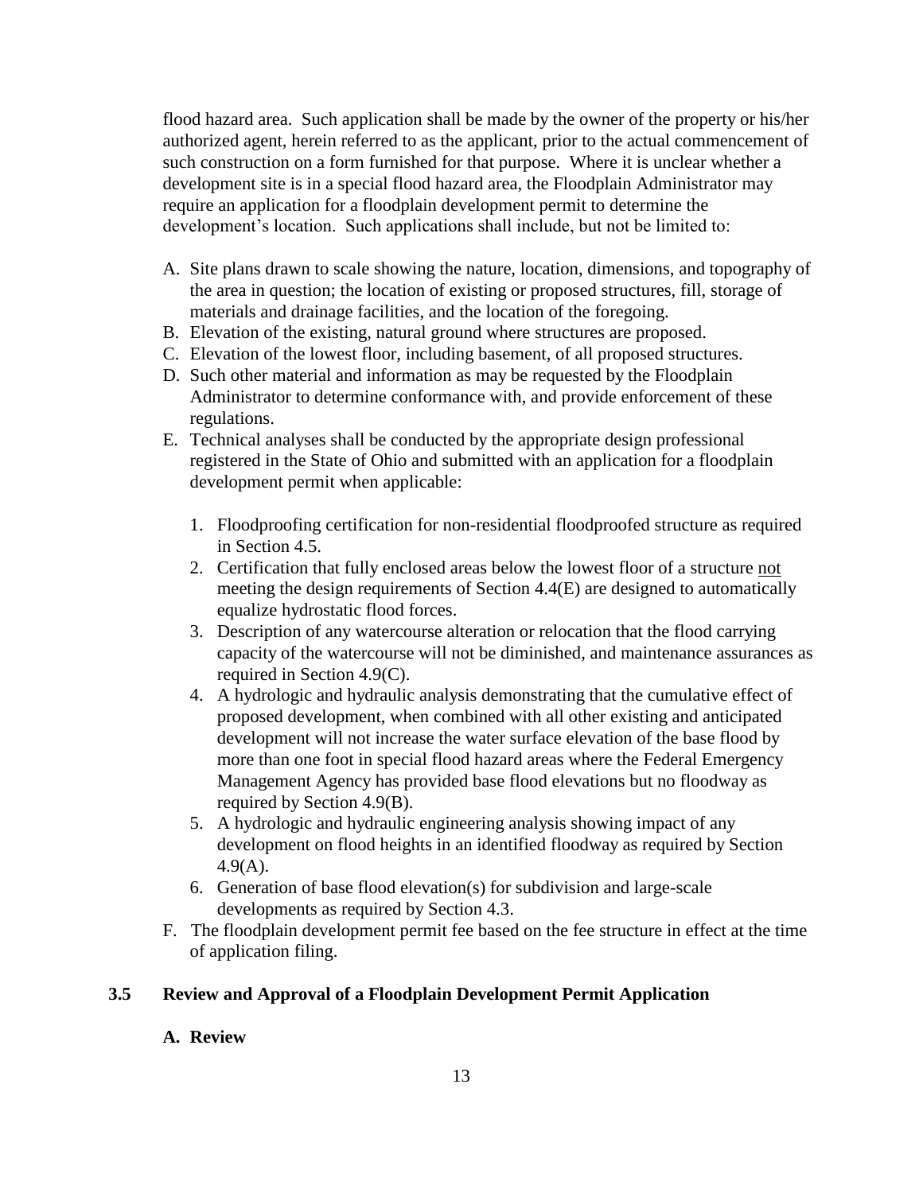flood hazard area. Such application shall be made by the owner of the property or his/her authorized agent, herein referred to as the applicant, prior to the actual commencement of such construction on a form furnished for that purpose. Where it is unclear whether a development site is in a special flood hazard area, the Floodplain Administrator may require an application for a floodplain development permit to determine the development's location. Such applications shall include, but not be limited to:

A. Site plans drawn to scale showing the nature, location, dimensions, and topography of the area in question; the location of existing or proposed structures, fill, storage of materials and drainage facilities, and the location of the foregoing.
B. Elevation of the existing, natural ground where structures are proposed.
C. Elevation of the lowest floor, including basement, of all proposed structures.
D. Such other material and information as may be requested by the Floodplain Administrator to determine conformance with, and provide enforcement of these regulations.
E. Technical analyses shall be conducted by the appropriate design professional registered in the State of Ohio and submitted with an application for a floodplain development permit when applicable:

    1. Floodproofing certification for non-residential floodproofed structure as required in Section 4.5.
    2. Certification that fully enclosed areas below the lowest floor of a structure <u>not</u> meeting the design requirements of Section 4.4(E) are designed to automatically equalize hydrostatic flood forces.
    3. Description of any watercourse alteration or relocation that the flood carrying capacity of the watercourse will not be diminished, and maintenance assurances as required in Section 4.9(C).
    4. A hydrologic and hydraulic analysis demonstrating that the cumulative effect of proposed development, when combined with all other existing and anticipated development will not increase the water surface elevation of the base flood by more than one foot in special flood hazard areas where the Federal Emergency Management Agency has provided base flood elevations but no floodway as required by Section 4.9(B).
    5. A hydrologic and hydraulic engineering analysis showing impact of any development on flood heights in an identified floodway as required by Section 4.9(A).
    6. Generation of base flood elevation(s) for subdivision and large-scale developments as required by Section 4.3.

F. The floodplain development permit fee based on the fee structure in effect at the time of application filing.

### 3.5 Review and Approval of a Floodplain Development Permit Application

**A. Review**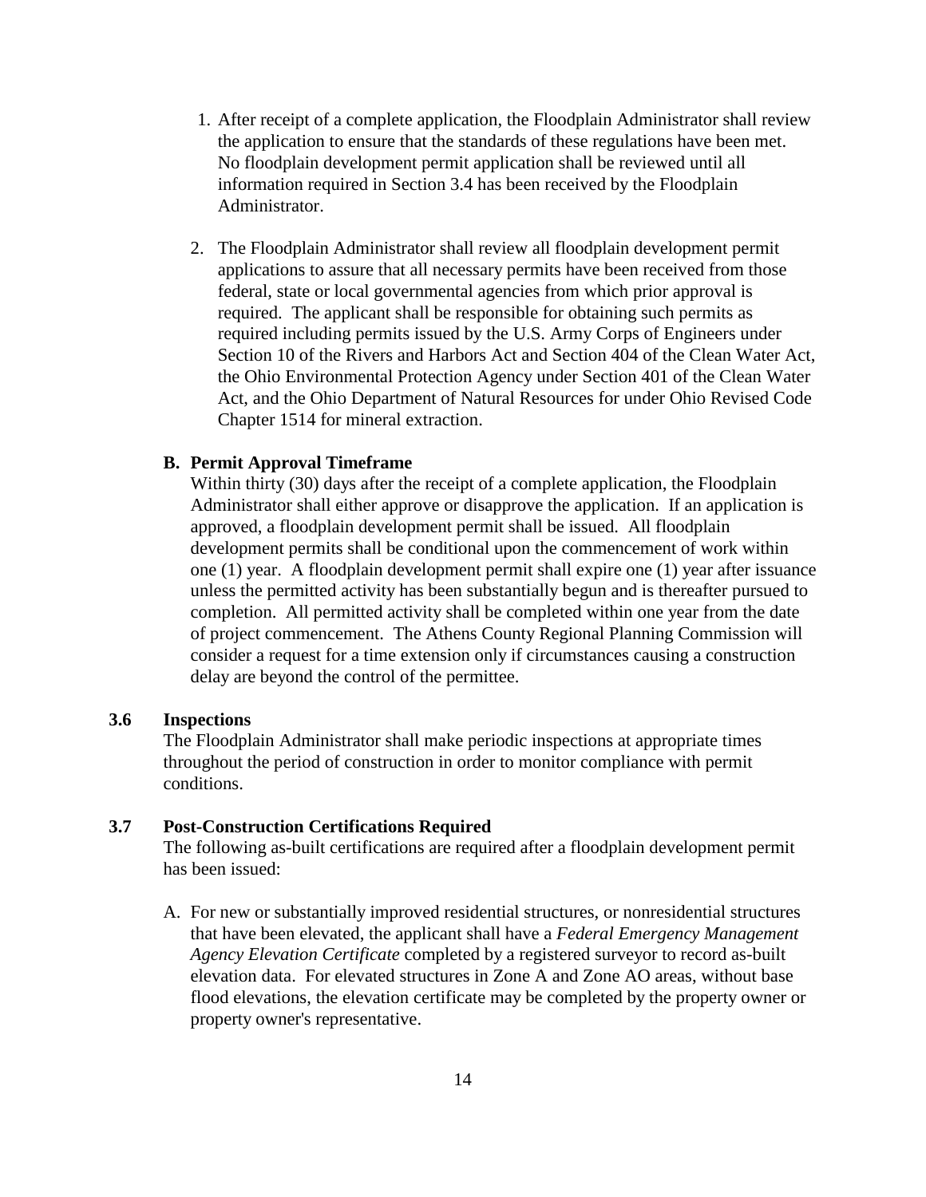1. After receipt of a complete application, the Floodplain Administrator shall review the application to ensure that the standards of these regulations have been met. No floodplain development permit application shall be reviewed until all information required in Section 3.4 has been received by the Floodplain Administrator.

2. The Floodplain Administrator shall review all floodplain development permit applications to assure that all necessary permits have been received from those federal, state or local governmental agencies from which prior approval is required. The applicant shall be responsible for obtaining such permits as required including permits issued by the U.S. Army Corps of Engineers under Section 10 of the Rivers and Harbors Act and Section 404 of the Clean Water Act, the Ohio Environmental Protection Agency under Section 401 of the Clean Water Act, and the Ohio Department of Natural Resources for under Ohio Revised Code Chapter 1514 for mineral extraction.

**B. Permit Approval Timeframe**

Within thirty (30) days after the receipt of a complete application, the Floodplain Administrator shall either approve or disapprove the application. If an application is approved, a floodplain development permit shall be issued. All floodplain development permits shall be conditional upon the commencement of work within one (1) year. A floodplain development permit shall expire one (1) year after issuance unless the permitted activity has been substantially begun and is thereafter pursued to completion. All permitted activity shall be completed within one year from the date of project commencement. The Athens County Regional Planning Commission will consider a request for a time extension only if circumstances causing a construction delay are beyond the control of the permittee.

### 3.6 Inspections

The Floodplain Administrator shall make periodic inspections at appropriate times throughout the period of construction in order to monitor compliance with permit conditions.

### 3.7 Post-Construction Certifications Required

The following as-built certifications are required after a floodplain development permit has been issued:

A. For new or substantially improved residential structures, or nonresidential structures that have been elevated, the applicant shall have a *Federal Emergency Management Agency Elevation Certificate* completed by a registered surveyor to record as-built elevation data. For elevated structures in Zone A and Zone AO areas, without base flood elevations, the elevation certificate may be completed by the property owner or property owner's representative.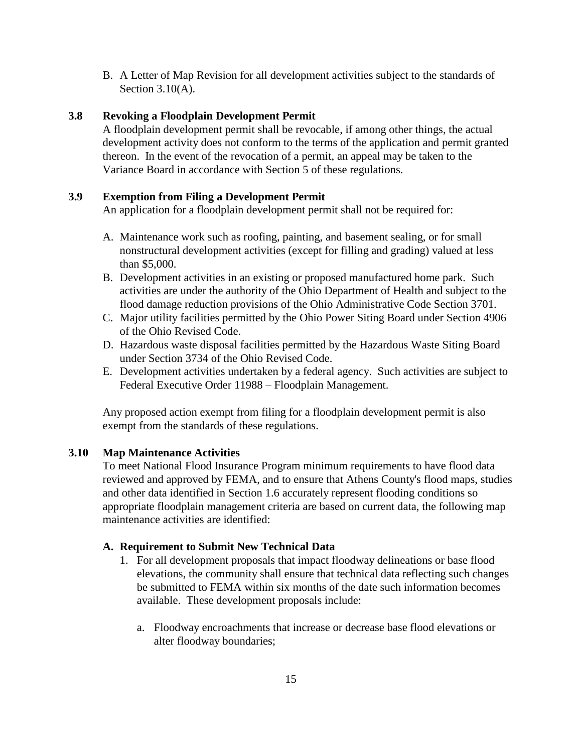B. A Letter of Map Revision for all development activities subject to the standards of Section 3.10(A).

### 3.8 Revoking a Floodplain Development Permit

A floodplain development permit shall be revocable, if among other things, the actual development activity does not conform to the terms of the application and permit granted thereon. In the event of the revocation of a permit, an appeal may be taken to the Variance Board in accordance with Section 5 of these regulations.

### 3.9 Exemption from Filing a Development Permit

An application for a floodplain development permit shall not be required for:

A. Maintenance work such as roofing, painting, and basement sealing, or for small nonstructural development activities (except for filling and grading) valued at less than $5,000.
B. Development activities in an existing or proposed manufactured home park. Such activities are under the authority of the Ohio Department of Health and subject to the flood damage reduction provisions of the Ohio Administrative Code Section 3701.
C. Major utility facilities permitted by the Ohio Power Siting Board under Section 4906 of the Ohio Revised Code.
D. Hazardous waste disposal facilities permitted by the Hazardous Waste Siting Board under Section 3734 of the Ohio Revised Code.
E. Development activities undertaken by a federal agency. Such activities are subject to Federal Executive Order 11988 – Floodplain Management.

Any proposed action exempt from filing for a floodplain development permit is also exempt from the standards of these regulations.

### 3.10 Map Maintenance Activities

To meet National Flood Insurance Program minimum requirements to have flood data reviewed and approved by FEMA, and to ensure that Athens County's flood maps, studies and other data identified in Section 1.6 accurately represent flooding conditions so appropriate floodplain management criteria are based on current data, the following map maintenance activities are identified:

#### A. Requirement to Submit New Technical Data

1. For all development proposals that impact floodway delineations or base flood elevations, the community shall ensure that technical data reflecting such changes be submitted to FEMA within six months of the date such information becomes available. These development proposals include:

   a. Floodway encroachments that increase or decrease base flood elevations or alter floodway boundaries;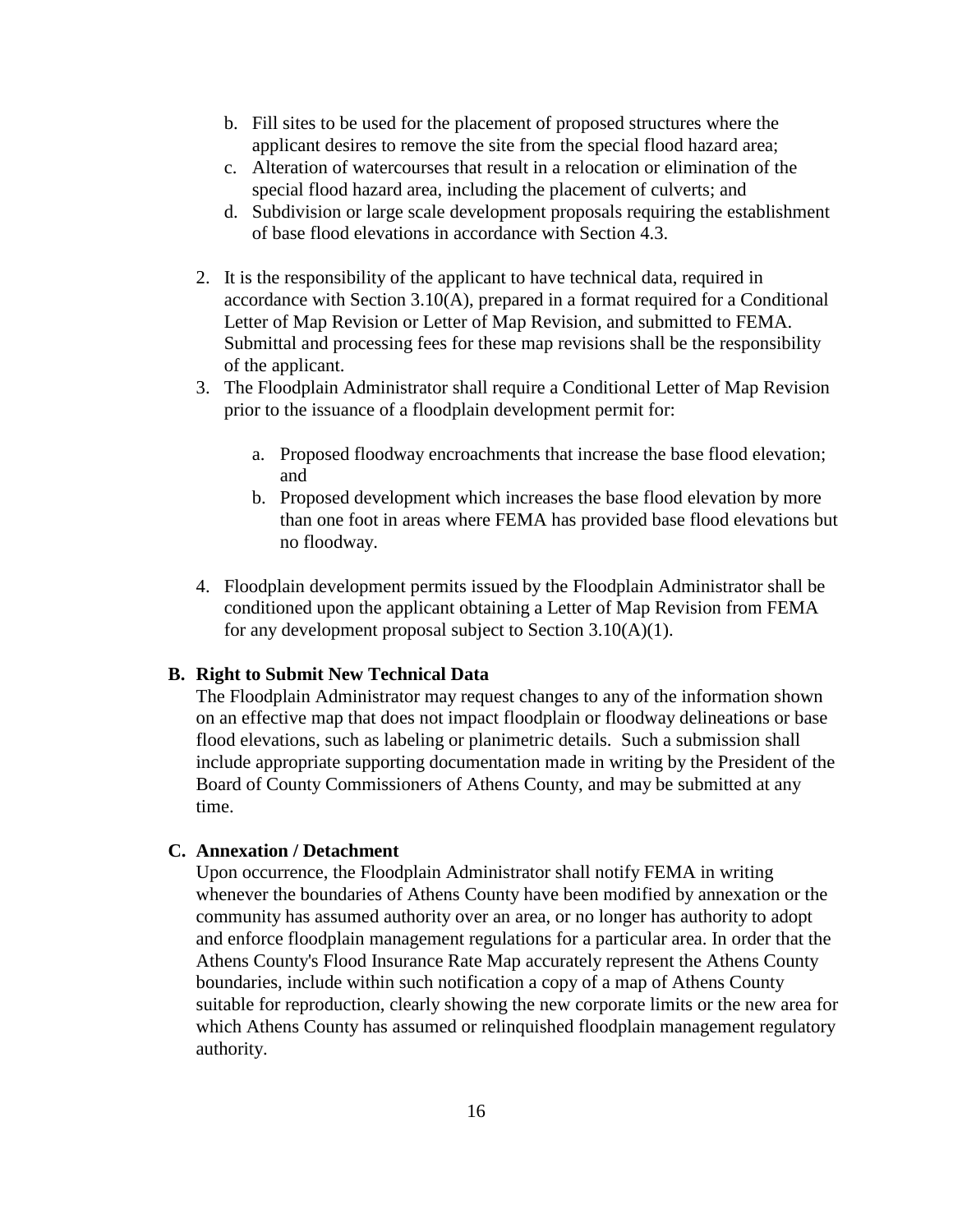b. Fill sites to be used for the placement of proposed structures where the applicant desires to remove the site from the special flood hazard area;
c. Alteration of watercourses that result in a relocation or elimination of the special flood hazard area, including the placement of culverts; and
d. Subdivision or large scale development proposals requiring the establishment of base flood elevations in accordance with Section 4.3.

2. It is the responsibility of the applicant to have technical data, required in accordance with Section 3.10(A), prepared in a format required for a Conditional Letter of Map Revision or Letter of Map Revision, and submitted to FEMA. Submittal and processing fees for these map revisions shall be the responsibility of the applicant.
3. The Floodplain Administrator shall require a Conditional Letter of Map Revision prior to the issuance of a floodplain development permit for:

   a. Proposed floodway encroachments that increase the base flood elevation; and
   b. Proposed development which increases the base flood elevation by more than one foot in areas where FEMA has provided base flood elevations but no floodway.

4. Floodplain development permits issued by the Floodplain Administrator shall be conditioned upon the applicant obtaining a Letter of Map Revision from FEMA for any development proposal subject to Section 3.10(A)(1).

**B. Right to Submit New Technical Data**

The Floodplain Administrator may request changes to any of the information shown on an effective map that does not impact floodplain or floodway delineations or base flood elevations, such as labeling or planimetric details. Such a submission shall include appropriate supporting documentation made in writing by the President of the Board of County Commissioners of Athens County, and may be submitted at any time.

**C. Annexation / Detachment**

Upon occurrence, the Floodplain Administrator shall notify FEMA in writing whenever the boundaries of Athens County have been modified by annexation or the community has assumed authority over an area, or no longer has authority to adopt and enforce floodplain management regulations for a particular area. In order that the Athens County's Flood Insurance Rate Map accurately represent the Athens County boundaries, include within such notification a copy of a map of Athens County suitable for reproduction, clearly showing the new corporate limits or the new area for which Athens County has assumed or relinquished floodplain management regulatory authority.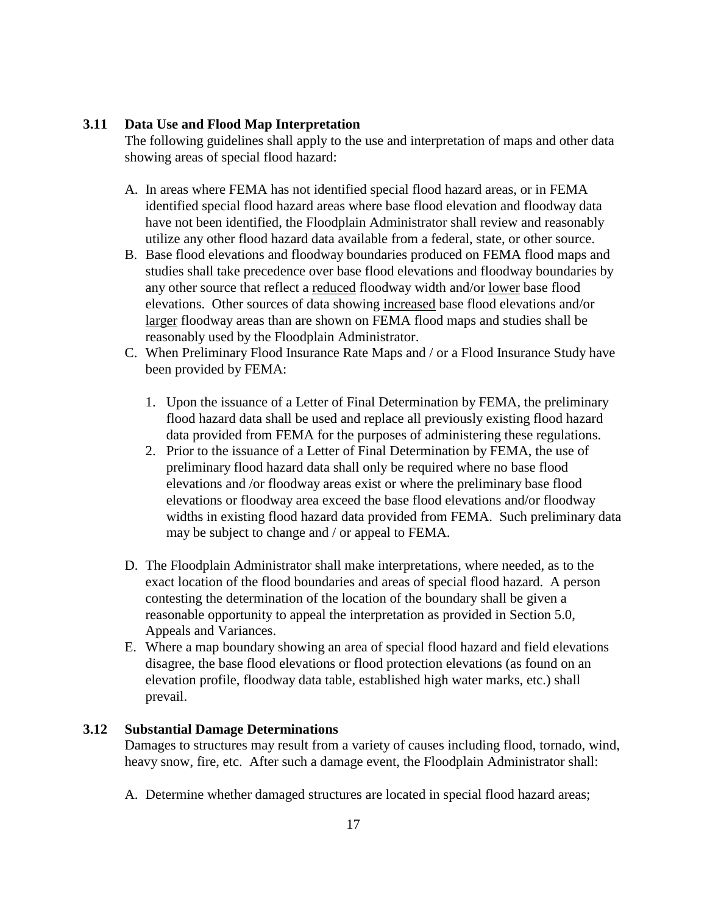### 3.11 Data Use and Flood Map Interpretation

The following guidelines shall apply to the use and interpretation of maps and other data showing areas of special flood hazard:

A. In areas where FEMA has not identified special flood hazard areas, or in FEMA identified special flood hazard areas where base flood elevation and floodway data have not been identified, the Floodplain Administrator shall review and reasonably utilize any other flood hazard data available from a federal, state, or other source.

B. Base flood elevations and floodway boundaries produced on FEMA flood maps and studies shall take precedence over base flood elevations and floodway boundaries by any other source that reflect a <u>reduced</u> floodway width and/or <u>lower</u> base flood elevations. Other sources of data showing <u>increased</u> base flood elevations and/or <u>larger</u> floodway areas than are shown on FEMA flood maps and studies shall be reasonably used by the Floodplain Administrator.

C. When Preliminary Flood Insurance Rate Maps and / or a Flood Insurance Study have been provided by FEMA:

   1. Upon the issuance of a Letter of Final Determination by FEMA, the preliminary flood hazard data shall be used and replace all previously existing flood hazard data provided from FEMA for the purposes of administering these regulations.
   2. Prior to the issuance of a Letter of Final Determination by FEMA, the use of preliminary flood hazard data shall only be required where no base flood elevations and /or floodway areas exist or where the preliminary base flood elevations or floodway area exceed the base flood elevations and/or floodway widths in existing flood hazard data provided from FEMA. Such preliminary data may be subject to change and / or appeal to FEMA.

D. The Floodplain Administrator shall make interpretations, where needed, as to the exact location of the flood boundaries and areas of special flood hazard. A person contesting the determination of the location of the boundary shall be given a reasonable opportunity to appeal the interpretation as provided in Section 5.0, Appeals and Variances.

E. Where a map boundary showing an area of special flood hazard and field elevations disagree, the base flood elevations or flood protection elevations (as found on an elevation profile, floodway data table, established high water marks, etc.) shall prevail.

### 3.12 Substantial Damage Determinations

Damages to structures may result from a variety of causes including flood, tornado, wind, heavy snow, fire, etc. After such a damage event, the Floodplain Administrator shall:

A. Determine whether damaged structures are located in special flood hazard areas;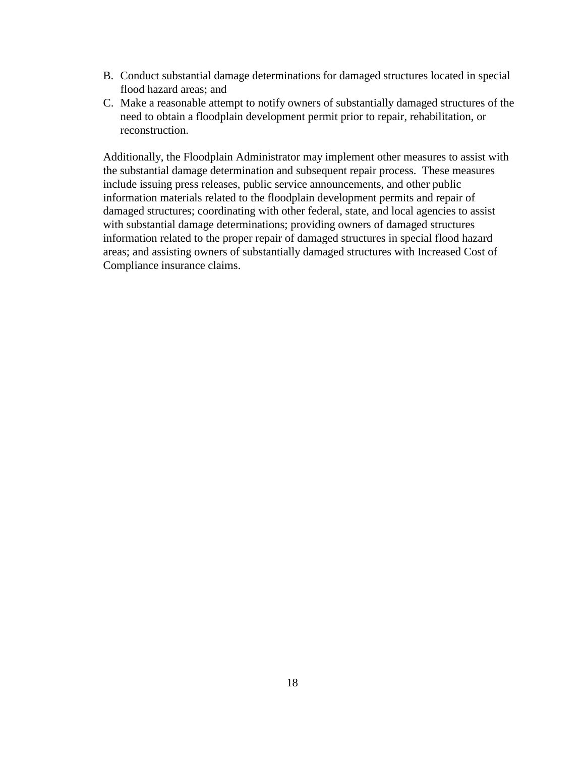B. Conduct substantial damage determinations for damaged structures located in special flood hazard areas; and
C. Make a reasonable attempt to notify owners of substantially damaged structures of the need to obtain a floodplain development permit prior to repair, rehabilitation, or reconstruction.

Additionally, the Floodplain Administrator may implement other measures to assist with the substantial damage determination and subsequent repair process. These measures include issuing press releases, public service announcements, and other public information materials related to the floodplain development permits and repair of damaged structures; coordinating with other federal, state, and local agencies to assist with substantial damage determinations; providing owners of damaged structures information related to the proper repair of damaged structures in special flood hazard areas; and assisting owners of substantially damaged structures with Increased Cost of Compliance insurance claims.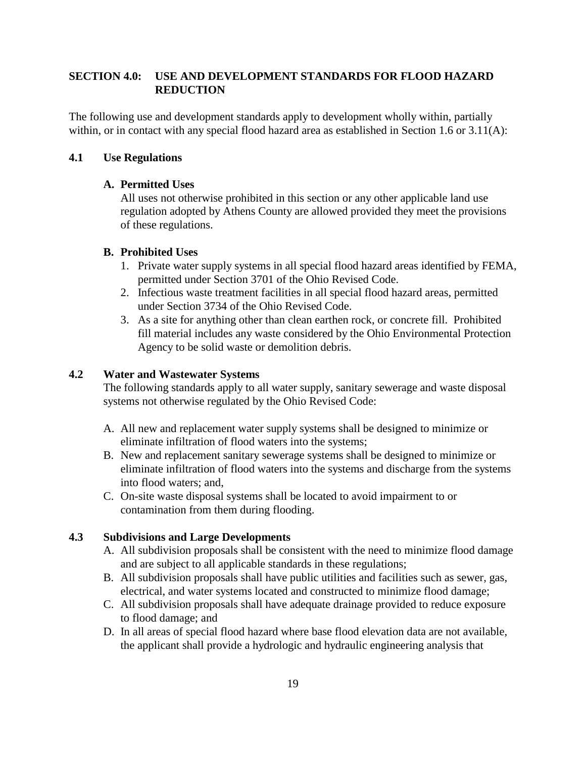## SECTION 4.0: USE AND DEVELOPMENT STANDARDS FOR FLOOD HAZARD REDUCTION

The following use and development standards apply to development wholly within, partially within, or in contact with any special flood hazard area as established in Section 1.6 or 3.11(A):

### 4.1 Use Regulations

**A. Permitted Uses**

All uses not otherwise prohibited in this section or any other applicable land use regulation adopted by Athens County are allowed provided they meet the provisions of these regulations.

**B. Prohibited Uses**

1. Private water supply systems in all special flood hazard areas identified by FEMA, permitted under Section 3701 of the Ohio Revised Code.
2. Infectious waste treatment facilities in all special flood hazard areas, permitted under Section 3734 of the Ohio Revised Code.
3. As a site for anything other than clean earthen rock, or concrete fill. Prohibited fill material includes any waste considered by the Ohio Environmental Protection Agency to be solid waste or demolition debris.

### 4.2 Water and Wastewater Systems

The following standards apply to all water supply, sanitary sewerage and waste disposal systems not otherwise regulated by the Ohio Revised Code:

A. All new and replacement water supply systems shall be designed to minimize or eliminate infiltration of flood waters into the systems;

B. New and replacement sanitary sewerage systems shall be designed to minimize or eliminate infiltration of flood waters into the systems and discharge from the systems into flood waters; and,

C. On-site waste disposal systems shall be located to avoid impairment to or contamination from them during flooding.

### 4.3 Subdivisions and Large Developments

A. All subdivision proposals shall be consistent with the need to minimize flood damage and are subject to all applicable standards in these regulations;

B. All subdivision proposals shall have public utilities and facilities such as sewer, gas, electrical, and water systems located and constructed to minimize flood damage;

C. All subdivision proposals shall have adequate drainage provided to reduce exposure to flood damage; and

D. In all areas of special flood hazard where base flood elevation data are not available, the applicant shall provide a hydrologic and hydraulic engineering analysis that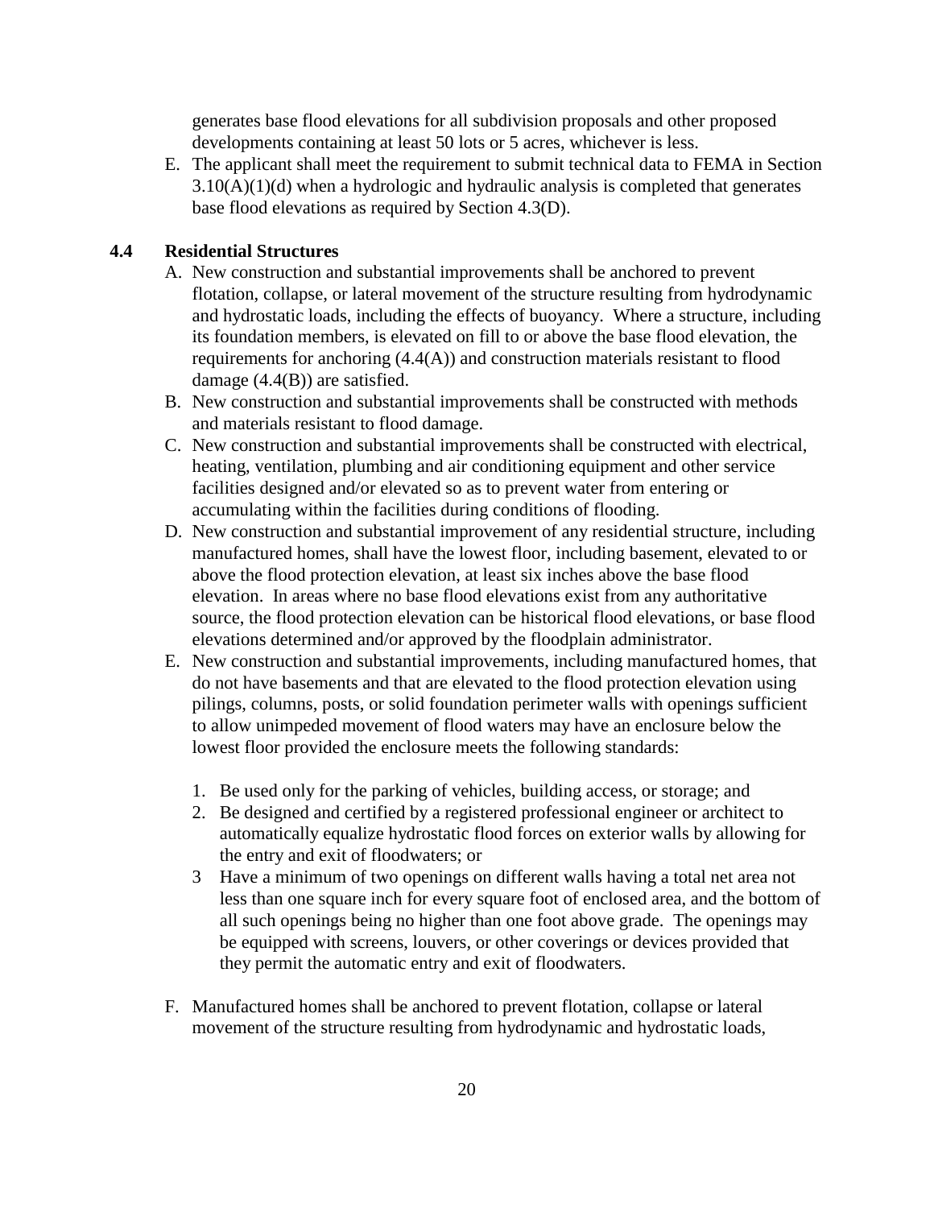generates base flood elevations for all subdivision proposals and other proposed developments containing at least 50 lots or 5 acres, whichever is less.

E. The applicant shall meet the requirement to submit technical data to FEMA in Section 3.10(A)(1)(d) when a hydrologic and hydraulic analysis is completed that generates base flood elevations as required by Section 4.3(D).

## 4.4 Residential Structures

A. New construction and substantial improvements shall be anchored to prevent flotation, collapse, or lateral movement of the structure resulting from hydrodynamic and hydrostatic loads, including the effects of buoyancy. Where a structure, including its foundation members, is elevated on fill to or above the base flood elevation, the requirements for anchoring (4.4(A)) and construction materials resistant to flood damage (4.4(B)) are satisfied.

B. New construction and substantial improvements shall be constructed with methods and materials resistant to flood damage.

C. New construction and substantial improvements shall be constructed with electrical, heating, ventilation, plumbing and air conditioning equipment and other service facilities designed and/or elevated so as to prevent water from entering or accumulating within the facilities during conditions of flooding.

D. New construction and substantial improvement of any residential structure, including manufactured homes, shall have the lowest floor, including basement, elevated to or above the flood protection elevation, at least six inches above the base flood elevation. In areas where no base flood elevations exist from any authoritative source, the flood protection elevation can be historical flood elevations, or base flood elevations determined and/or approved by the floodplain administrator.

E. New construction and substantial improvements, including manufactured homes, that do not have basements and that are elevated to the flood protection elevation using pilings, columns, posts, or solid foundation perimeter walls with openings sufficient to allow unimpeded movement of flood waters may have an enclosure below the lowest floor provided the enclosure meets the following standards:

   1. Be used only for the parking of vehicles, building access, or storage; and
   2. Be designed and certified by a registered professional engineer or architect to automatically equalize hydrostatic flood forces on exterior walls by allowing for the entry and exit of floodwaters; or
   3 Have a minimum of two openings on different walls having a total net area not less than one square inch for every square foot of enclosed area, and the bottom of all such openings being no higher than one foot above grade. The openings may be equipped with screens, louvers, or other coverings or devices provided that they permit the automatic entry and exit of floodwaters.

F. Manufactured homes shall be anchored to prevent flotation, collapse or lateral movement of the structure resulting from hydrodynamic and hydrostatic loads,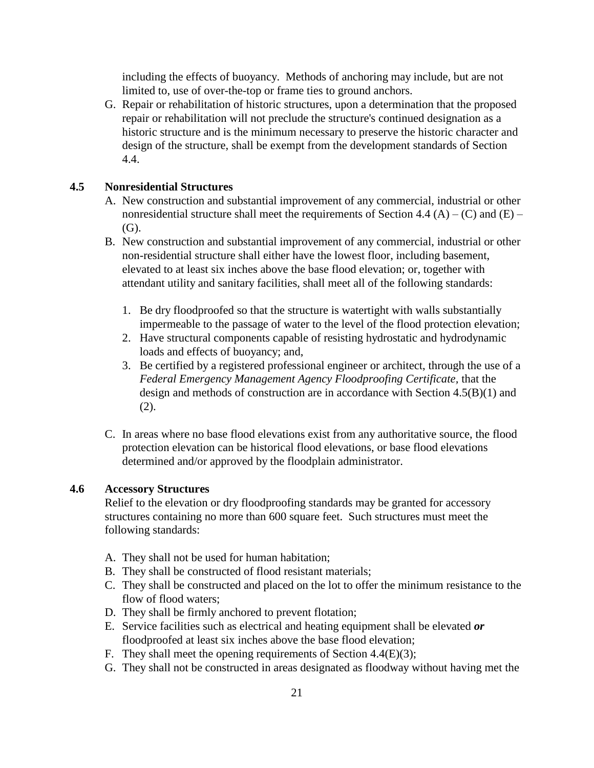including the effects of buoyancy. Methods of anchoring may include, but are not limited to, use of over-the-top or frame ties to ground anchors.

G. Repair or rehabilitation of historic structures, upon a determination that the proposed repair or rehabilitation will not preclude the structure's continued designation as a historic structure and is the minimum necessary to preserve the historic character and design of the structure, shall be exempt from the development standards of Section 4.4.

### 4.5 Nonresidential Structures

A. New construction and substantial improvement of any commercial, industrial or other nonresidential structure shall meet the requirements of Section 4.4 (A) – (C) and (E) – (G).

B. New construction and substantial improvement of any commercial, industrial or other non-residential structure shall either have the lowest floor, including basement, elevated to at least six inches above the base flood elevation; or, together with attendant utility and sanitary facilities, shall meet all of the following standards:

   1. Be dry floodproofed so that the structure is watertight with walls substantially impermeable to the passage of water to the level of the flood protection elevation;
   2. Have structural components capable of resisting hydrostatic and hydrodynamic loads and effects of buoyancy; and,
   3. Be certified by a registered professional engineer or architect, through the use of a *Federal Emergency Management Agency Floodproofing Certificate,* that the design and methods of construction are in accordance with Section 4.5(B)(1) and (2).

C. In areas where no base flood elevations exist from any authoritative source, the flood protection elevation can be historical flood elevations, or base flood elevations determined and/or approved by the floodplain administrator.

### 4.6 Accessory Structures

Relief to the elevation or dry floodproofing standards may be granted for accessory structures containing no more than 600 square feet. Such structures must meet the following standards:

A. They shall not be used for human habitation;
B. They shall be constructed of flood resistant materials;
C. They shall be constructed and placed on the lot to offer the minimum resistance to the flow of flood waters;
D. They shall be firmly anchored to prevent flotation;
E. Service facilities such as electrical and heating equipment shall be elevated ***or*** floodproofed at least six inches above the base flood elevation;
F. They shall meet the opening requirements of Section 4.4(E)(3);
G. They shall not be constructed in areas designated as floodway without having met the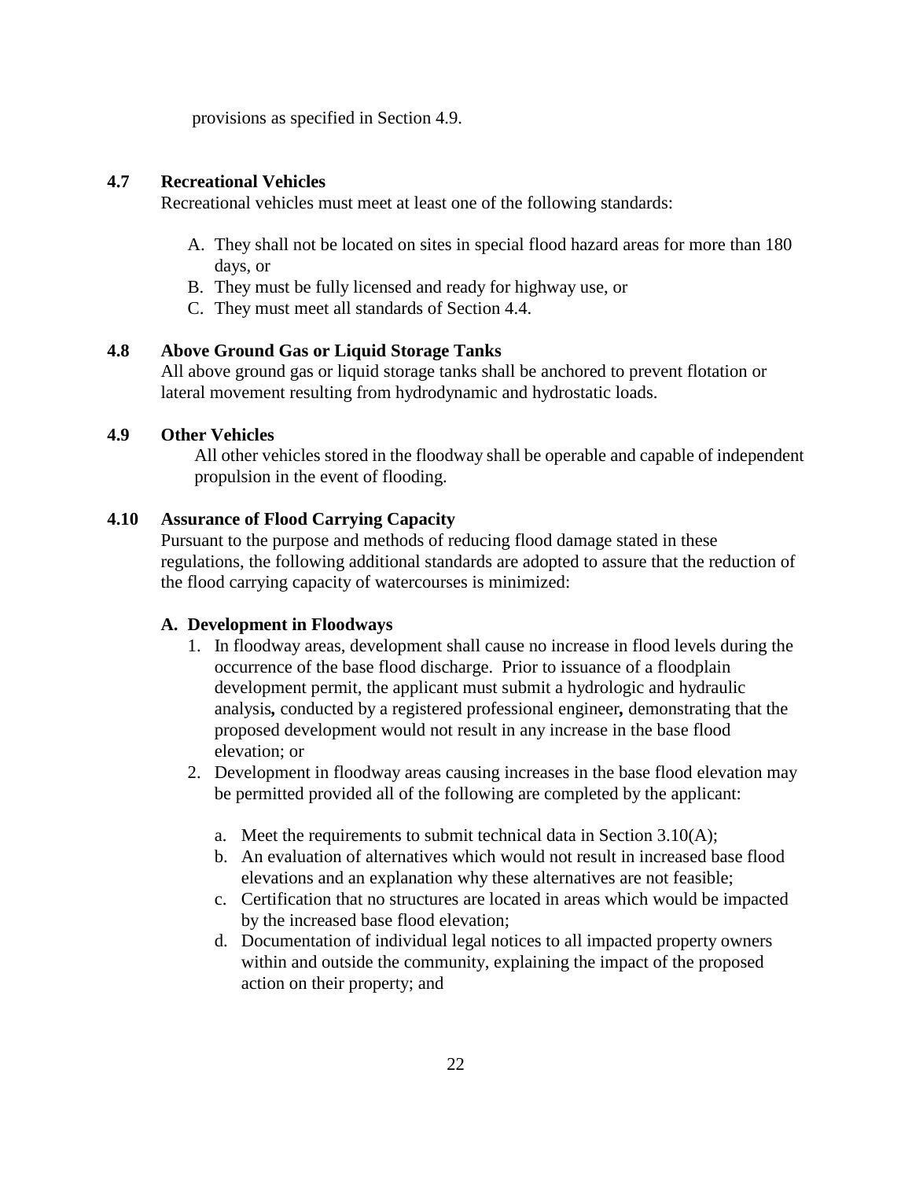provisions as specified in Section 4.9.

### 4.7 Recreational Vehicles

Recreational vehicles must meet at least one of the following standards:

A. They shall not be located on sites in special flood hazard areas for more than 180 days, or
B. They must be fully licensed and ready for highway use, or
C. They must meet all standards of Section 4.4.

### 4.8 Above Ground Gas or Liquid Storage Tanks

All above ground gas or liquid storage tanks shall be anchored to prevent flotation or lateral movement resulting from hydrodynamic and hydrostatic loads.

### 4.9 Other Vehicles

All other vehicles stored in the floodway shall be operable and capable of independent propulsion in the event of flooding.

### 4.10 Assurance of Flood Carrying Capacity

Pursuant to the purpose and methods of reducing flood damage stated in these regulations, the following additional standards are adopted to assure that the reduction of the flood carrying capacity of watercourses is minimized:

**A. Development in Floodways**

1. In floodway areas, development shall cause no increase in flood levels during the occurrence of the base flood discharge. Prior to issuance of a floodplain development permit, the applicant must submit a hydrologic and hydraulic analysis**,** conducted by a registered professional engineer**,** demonstrating that the proposed development would not result in any increase in the base flood elevation; or
2. Development in floodway areas causing increases in the base flood elevation may be permitted provided all of the following are completed by the applicant:

   a. Meet the requirements to submit technical data in Section 3.10(A);
   b. An evaluation of alternatives which would not result in increased base flood elevations and an explanation why these alternatives are not feasible;
   c. Certification that no structures are located in areas which would be impacted by the increased base flood elevation;
   d. Documentation of individual legal notices to all impacted property owners within and outside the community, explaining the impact of the proposed action on their property; and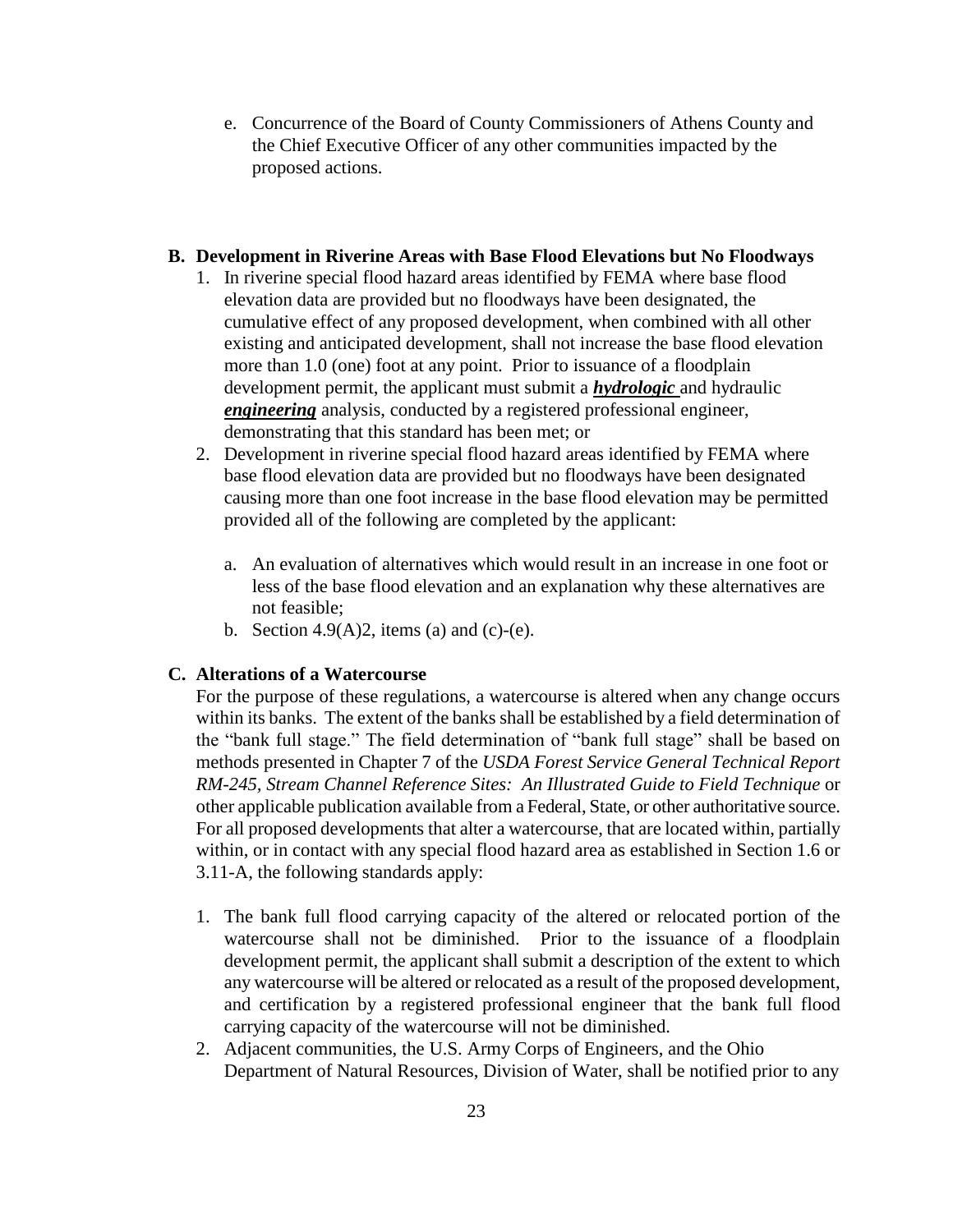e. Concurrence of the Board of County Commissioners of Athens County and the Chief Executive Officer of any other communities impacted by the proposed actions.

**B. Development in Riverine Areas with Base Flood Elevations but No Floodways**

1. In riverine special flood hazard areas identified by FEMA where base flood elevation data are provided but no floodways have been designated, the cumulative effect of any proposed development, when combined with all other existing and anticipated development, shall not increase the base flood elevation more than 1.0 (one) foot at any point. Prior to issuance of a floodplain development permit, the applicant must submit a ***hydrologic*** and hydraulic ***engineering*** analysis, conducted by a registered professional engineer, demonstrating that this standard has been met; or
2. Development in riverine special flood hazard areas identified by FEMA where base flood elevation data are provided but no floodways have been designated causing more than one foot increase in the base flood elevation may be permitted provided all of the following are completed by the applicant:

   a. An evaluation of alternatives which would result in an increase in one foot or less of the base flood elevation and an explanation why these alternatives are not feasible;

   b. Section 4.9(A)2, items (a) and (c)-(e).

**C. Alterations of a Watercourse**

For the purpose of these regulations, a watercourse is altered when any change occurs within its banks. The extent of the banks shall be established by a field determination of the "bank full stage." The field determination of "bank full stage" shall be based on methods presented in Chapter 7 of the *USDA Forest Service General Technical Report RM-245, Stream Channel Reference Sites: An Illustrated Guide to Field Technique* or other applicable publication available from a Federal, State, or other authoritative source. For all proposed developments that alter a watercourse, that are located within, partially within, or in contact with any special flood hazard area as established in Section 1.6 or 3.11-A, the following standards apply:

1. The bank full flood carrying capacity of the altered or relocated portion of the watercourse shall not be diminished. Prior to the issuance of a floodplain development permit, the applicant shall submit a description of the extent to which any watercourse will be altered or relocated as a result of the proposed development, and certification by a registered professional engineer that the bank full flood carrying capacity of the watercourse will not be diminished.
2. Adjacent communities, the U.S. Army Corps of Engineers, and the Ohio Department of Natural Resources, Division of Water, shall be notified prior to any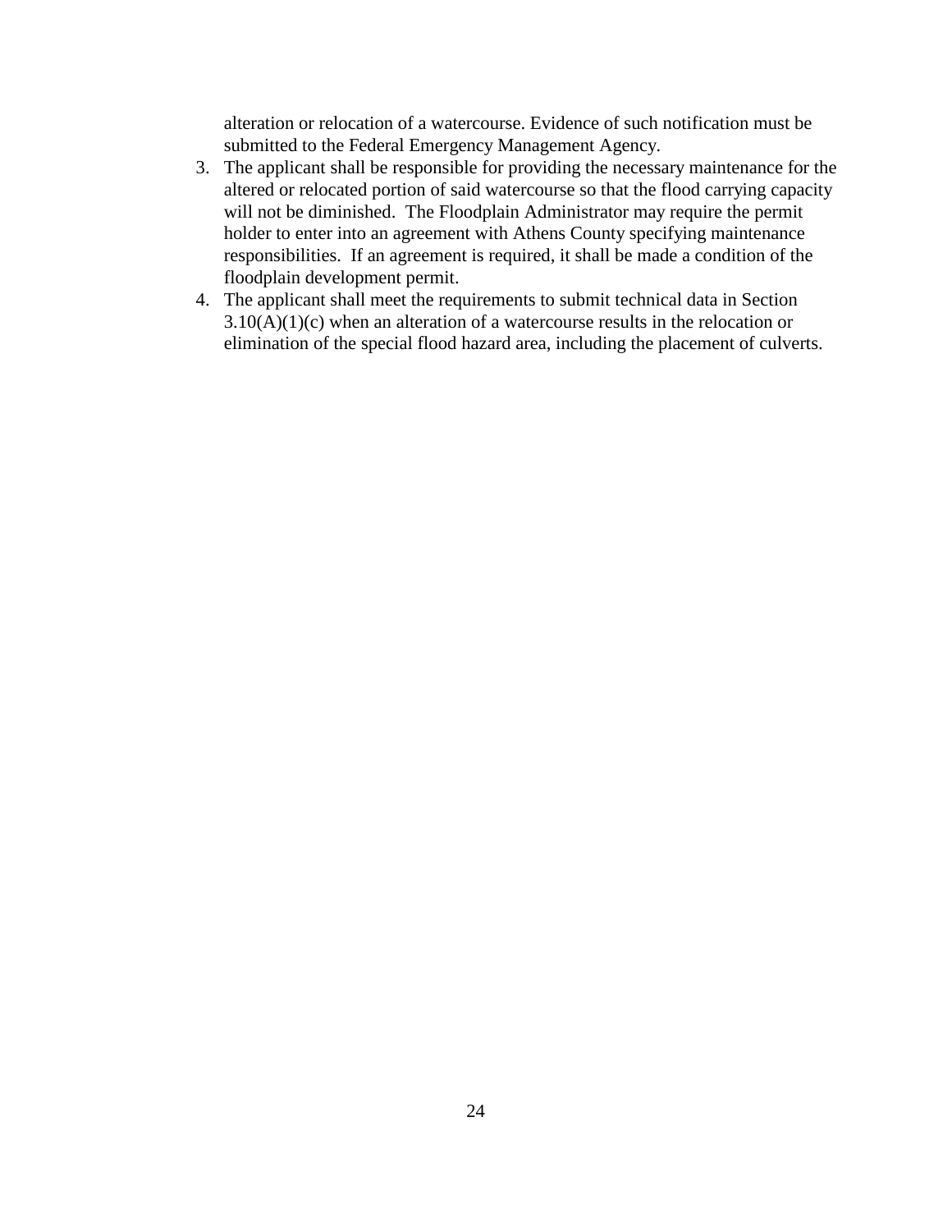alteration or relocation of a watercourse. Evidence of such notification must be submitted to the Federal Emergency Management Agency.

3. The applicant shall be responsible for providing the necessary maintenance for the altered or relocated portion of said watercourse so that the flood carrying capacity will not be diminished. The Floodplain Administrator may require the permit holder to enter into an agreement with Athens County specifying maintenance responsibilities. If an agreement is required, it shall be made a condition of the floodplain development permit.
4. The applicant shall meet the requirements to submit technical data in Section 3.10(A)(1)(c) when an alteration of a watercourse results in the relocation or elimination of the special flood hazard area, including the placement of culverts.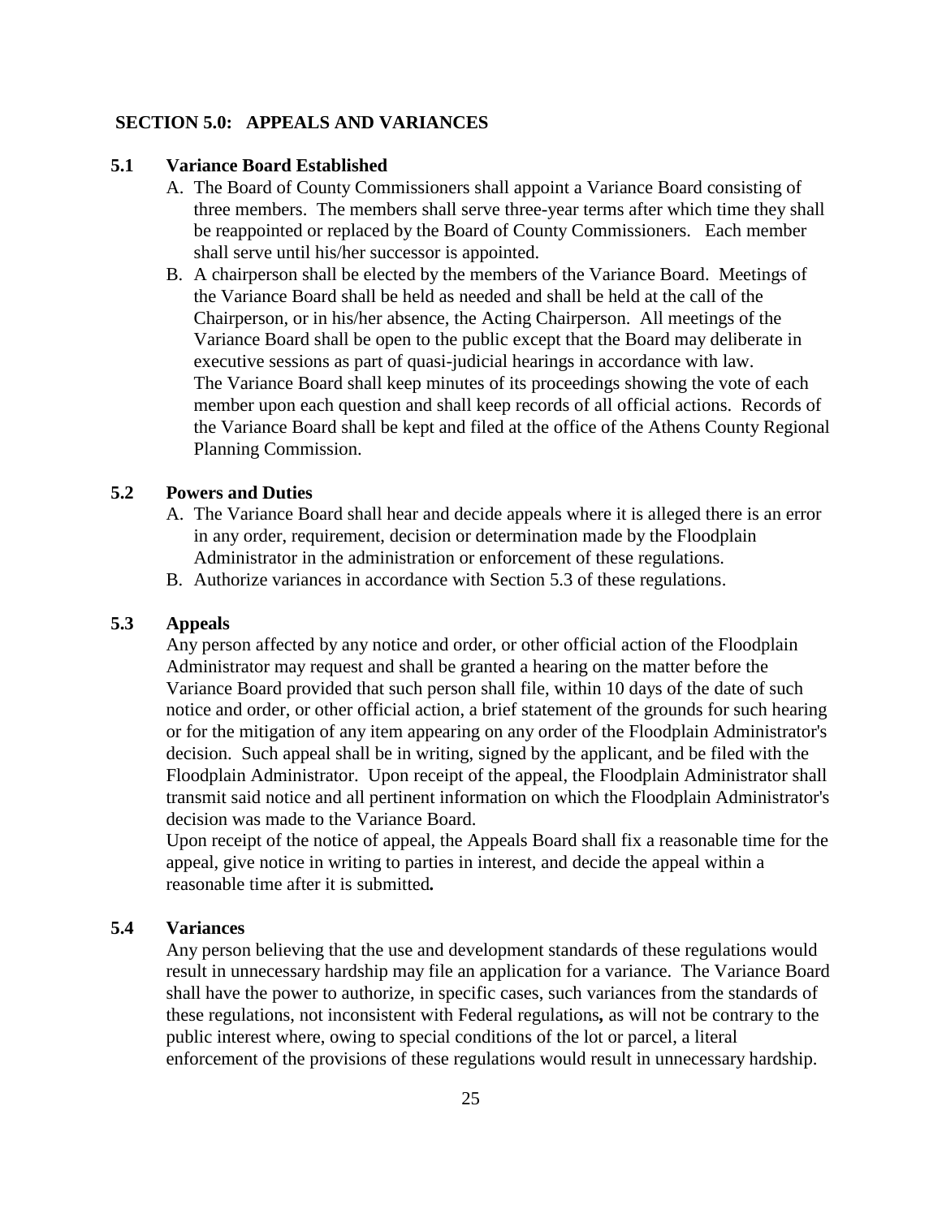## SECTION 5.0: APPEALS AND VARIANCES

### 5.1 Variance Board Established

A. The Board of County Commissioners shall appoint a Variance Board consisting of three members. The members shall serve three-year terms after which time they shall be reappointed or replaced by the Board of County Commissioners. Each member shall serve until his/her successor is appointed.

B. A chairperson shall be elected by the members of the Variance Board. Meetings of the Variance Board shall be held as needed and shall be held at the call of the Chairperson, or in his/her absence, the Acting Chairperson. All meetings of the Variance Board shall be open to the public except that the Board may deliberate in executive sessions as part of quasi-judicial hearings in accordance with law.
The Variance Board shall keep minutes of its proceedings showing the vote of each member upon each question and shall keep records of all official actions. Records of the Variance Board shall be kept and filed at the office of the Athens County Regional Planning Commission.

### 5.2 Powers and Duties

A. The Variance Board shall hear and decide appeals where it is alleged there is an error in any order, requirement, decision or determination made by the Floodplain Administrator in the administration or enforcement of these regulations.

B. Authorize variances in accordance with Section 5.3 of these regulations.

### 5.3 Appeals

Any person affected by any notice and order, or other official action of the Floodplain Administrator may request and shall be granted a hearing on the matter before the Variance Board provided that such person shall file, within 10 days of the date of such notice and order, or other official action, a brief statement of the grounds for such hearing or for the mitigation of any item appearing on any order of the Floodplain Administrator's decision. Such appeal shall be in writing, signed by the applicant, and be filed with the Floodplain Administrator. Upon receipt of the appeal, the Floodplain Administrator shall transmit said notice and all pertinent information on which the Floodplain Administrator's decision was made to the Variance Board.
Upon receipt of the notice of appeal, the Appeals Board shall fix a reasonable time for the appeal, give notice in writing to parties in interest, and decide the appeal within a reasonable time after it is submitted**.**

### 5.4 Variances

Any person believing that the use and development standards of these regulations would result in unnecessary hardship may file an application for a variance. The Variance Board shall have the power to authorize, in specific cases, such variances from the standards of these regulations, not inconsistent with Federal regulations**,** as will not be contrary to the public interest where, owing to special conditions of the lot or parcel, a literal enforcement of the provisions of these regulations would result in unnecessary hardship.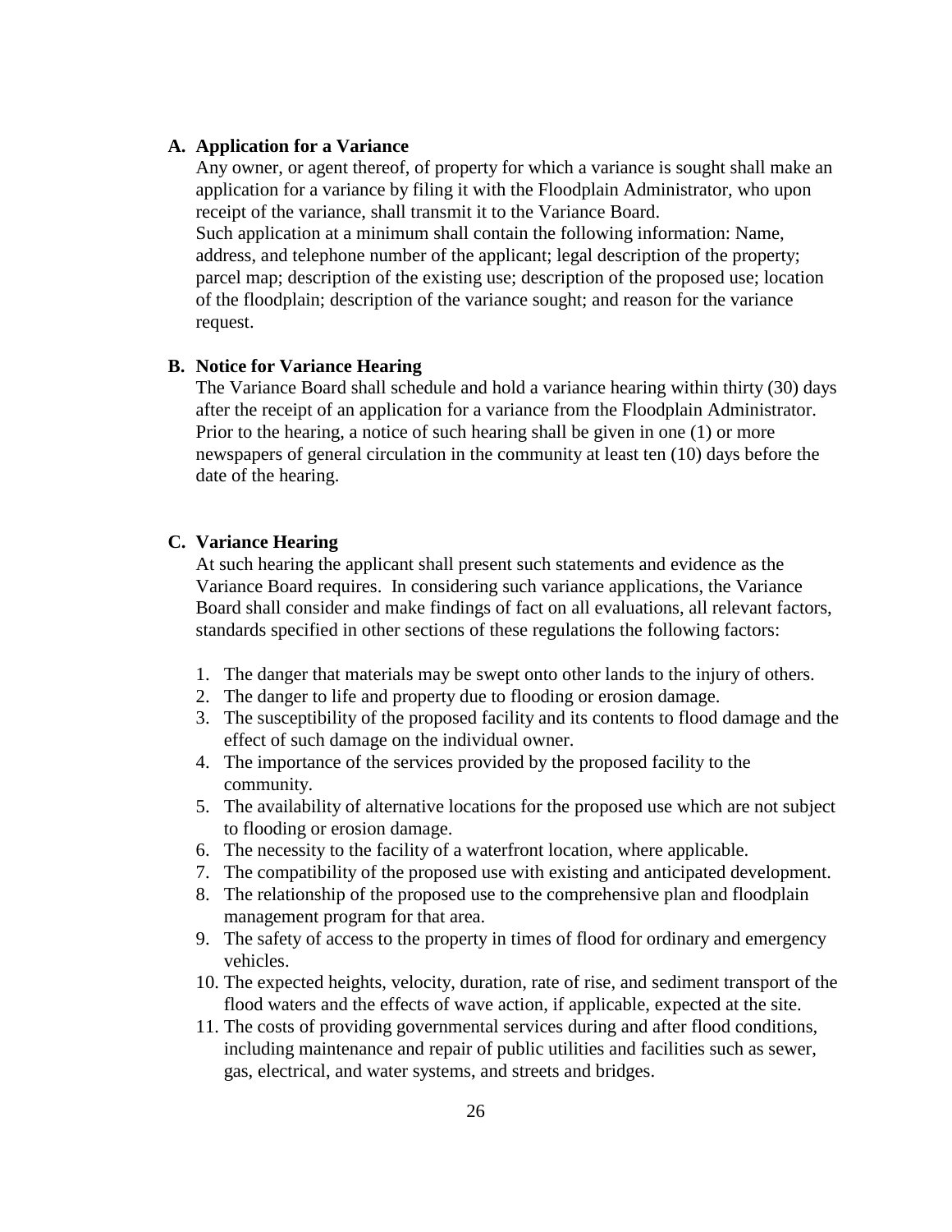### A. Application for a Variance

Any owner, or agent thereof, of property for which a variance is sought shall make an application for a variance by filing it with the Floodplain Administrator, who upon receipt of the variance, shall transmit it to the Variance Board.

Such application at a minimum shall contain the following information: Name, address, and telephone number of the applicant; legal description of the property; parcel map; description of the existing use; description of the proposed use; location of the floodplain; description of the variance sought; and reason for the variance request.

### B. Notice for Variance Hearing

The Variance Board shall schedule and hold a variance hearing within thirty (30) days after the receipt of an application for a variance from the Floodplain Administrator. Prior to the hearing, a notice of such hearing shall be given in one (1) or more newspapers of general circulation in the community at least ten (10) days before the date of the hearing.

### C. Variance Hearing

At such hearing the applicant shall present such statements and evidence as the Variance Board requires. In considering such variance applications, the Variance Board shall consider and make findings of fact on all evaluations, all relevant factors, standards specified in other sections of these regulations the following factors:

1. The danger that materials may be swept onto other lands to the injury of others.
2. The danger to life and property due to flooding or erosion damage.
3. The susceptibility of the proposed facility and its contents to flood damage and the effect of such damage on the individual owner.
4. The importance of the services provided by the proposed facility to the community.
5. The availability of alternative locations for the proposed use which are not subject to flooding or erosion damage.
6. The necessity to the facility of a waterfront location, where applicable.
7. The compatibility of the proposed use with existing and anticipated development.
8. The relationship of the proposed use to the comprehensive plan and floodplain management program for that area.
9. The safety of access to the property in times of flood for ordinary and emergency vehicles.
10. The expected heights, velocity, duration, rate of rise, and sediment transport of the flood waters and the effects of wave action, if applicable, expected at the site.
11. The costs of providing governmental services during and after flood conditions, including maintenance and repair of public utilities and facilities such as sewer, gas, electrical, and water systems, and streets and bridges.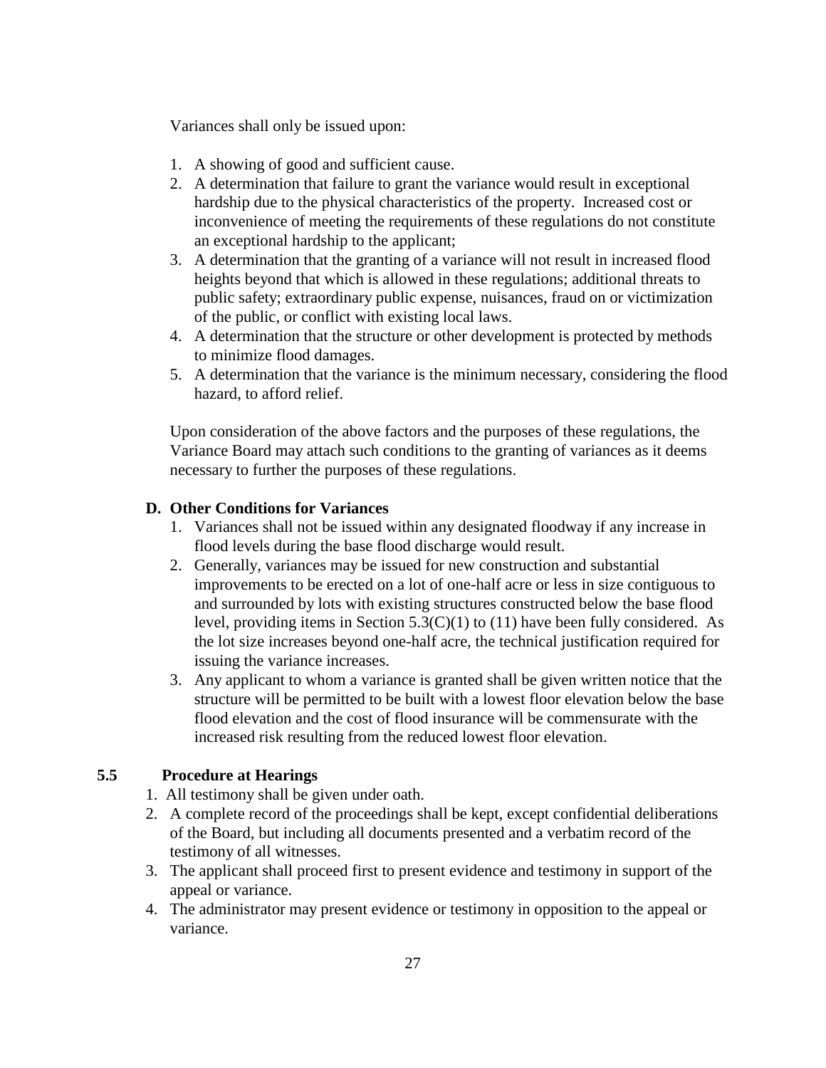Variances shall only be issued upon:

1. A showing of good and sufficient cause.
2. A determination that failure to grant the variance would result in exceptional hardship due to the physical characteristics of the property. Increased cost or inconvenience of meeting the requirements of these regulations do not constitute an exceptional hardship to the applicant;
3. A determination that the granting of a variance will not result in increased flood heights beyond that which is allowed in these regulations; additional threats to public safety; extraordinary public expense, nuisances, fraud on or victimization of the public, or conflict with existing local laws.
4. A determination that the structure or other development is protected by methods to minimize flood damages.
5. A determination that the variance is the minimum necessary, considering the flood hazard, to afford relief.

Upon consideration of the above factors and the purposes of these regulations, the Variance Board may attach such conditions to the granting of variances as it deems necessary to further the purposes of these regulations.

**D. Other Conditions for Variances**

1. Variances shall not be issued within any designated floodway if any increase in flood levels during the base flood discharge would result.
2. Generally, variances may be issued for new construction and substantial improvements to be erected on a lot of one-half acre or less in size contiguous to and surrounded by lots with existing structures constructed below the base flood level, providing items in Section 5.3(C)(1) to (11) have been fully considered. As the lot size increases beyond one-half acre, the technical justification required for issuing the variance increases.
3. Any applicant to whom a variance is granted shall be given written notice that the structure will be permitted to be built with a lowest floor elevation below the base flood elevation and the cost of flood insurance will be commensurate with the increased risk resulting from the reduced lowest floor elevation.

## 5.5 Procedure at Hearings

1. All testimony shall be given under oath.
2. A complete record of the proceedings shall be kept, except confidential deliberations of the Board, but including all documents presented and a verbatim record of the testimony of all witnesses.
3. The applicant shall proceed first to present evidence and testimony in support of the appeal or variance.
4. The administrator may present evidence or testimony in opposition to the appeal or variance.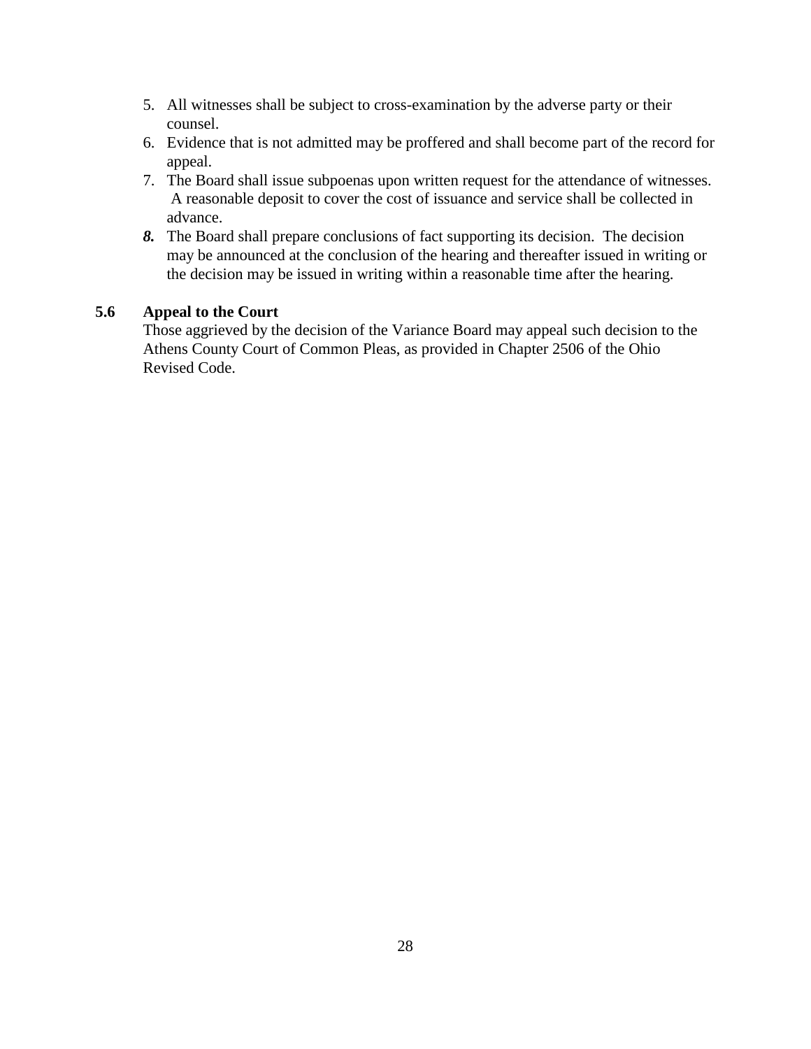5. All witnesses shall be subject to cross-examination by the adverse party or their counsel.
6. Evidence that is not admitted may be proffered and shall become part of the record for appeal.
7. The Board shall issue subpoenas upon written request for the attendance of witnesses. A reasonable deposit to cover the cost of issuance and service shall be collected in advance.
8. The Board shall prepare conclusions of fact supporting its decision. The decision may be announced at the conclusion of the hearing and thereafter issued in writing or the decision may be issued in writing within a reasonable time after the hearing.

**5.6 Appeal to the Court**

Those aggrieved by the decision of the Variance Board may appeal such decision to the Athens County Court of Common Pleas, as provided in Chapter 2506 of the Ohio Revised Code.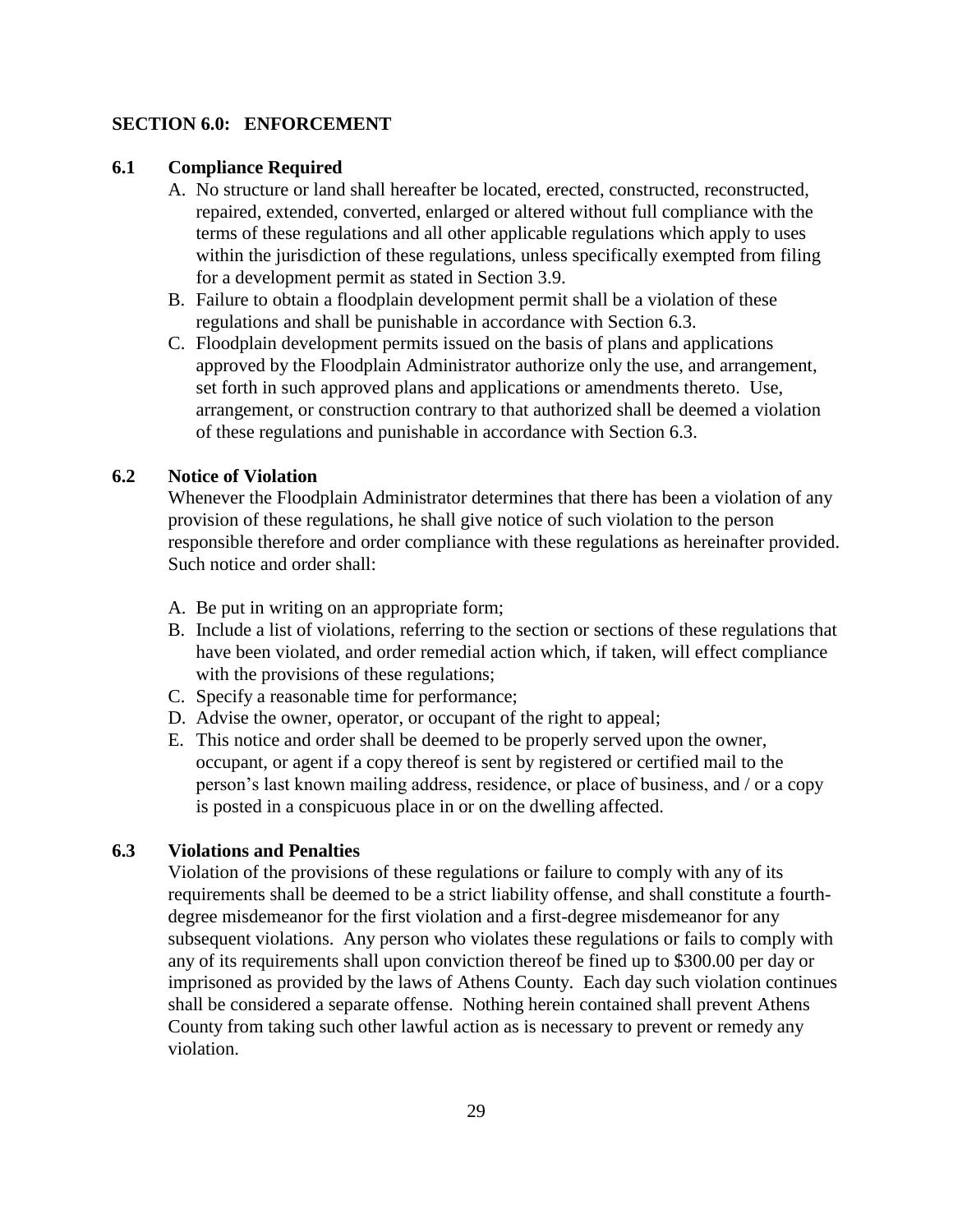## SECTION 6.0: ENFORCEMENT

### 6.1 Compliance Required

A. No structure or land shall hereafter be located, erected, constructed, reconstructed, repaired, extended, converted, enlarged or altered without full compliance with the terms of these regulations and all other applicable regulations which apply to uses within the jurisdiction of these regulations, unless specifically exempted from filing for a development permit as stated in Section 3.9.
B. Failure to obtain a floodplain development permit shall be a violation of these regulations and shall be punishable in accordance with Section 6.3.
C. Floodplain development permits issued on the basis of plans and applications approved by the Floodplain Administrator authorize only the use, and arrangement, set forth in such approved plans and applications or amendments thereto. Use, arrangement, or construction contrary to that authorized shall be deemed a violation of these regulations and punishable in accordance with Section 6.3.

### 6.2 Notice of Violation

Whenever the Floodplain Administrator determines that there has been a violation of any provision of these regulations, he shall give notice of such violation to the person responsible therefore and order compliance with these regulations as hereinafter provided. Such notice and order shall:

A. Be put in writing on an appropriate form;
B. Include a list of violations, referring to the section or sections of these regulations that have been violated, and order remedial action which, if taken, will effect compliance with the provisions of these regulations;
C. Specify a reasonable time for performance;
D. Advise the owner, operator, or occupant of the right to appeal;
E. This notice and order shall be deemed to be properly served upon the owner, occupant, or agent if a copy thereof is sent by registered or certified mail to the person's last known mailing address, residence, or place of business, and / or a copy is posted in a conspicuous place in or on the dwelling affected.

### 6.3 Violations and Penalties

Violation of the provisions of these regulations or failure to comply with any of its requirements shall be deemed to be a strict liability offense, and shall constitute a fourth-degree misdemeanor for the first violation and a first-degree misdemeanor for any subsequent violations. Any person who violates these regulations or fails to comply with any of its requirements shall upon conviction thereof be fined up to $300.00 per day or imprisoned as provided by the laws of Athens County. Each day such violation continues shall be considered a separate offense. Nothing herein contained shall prevent Athens County from taking such other lawful action as is necessary to prevent or remedy any violation.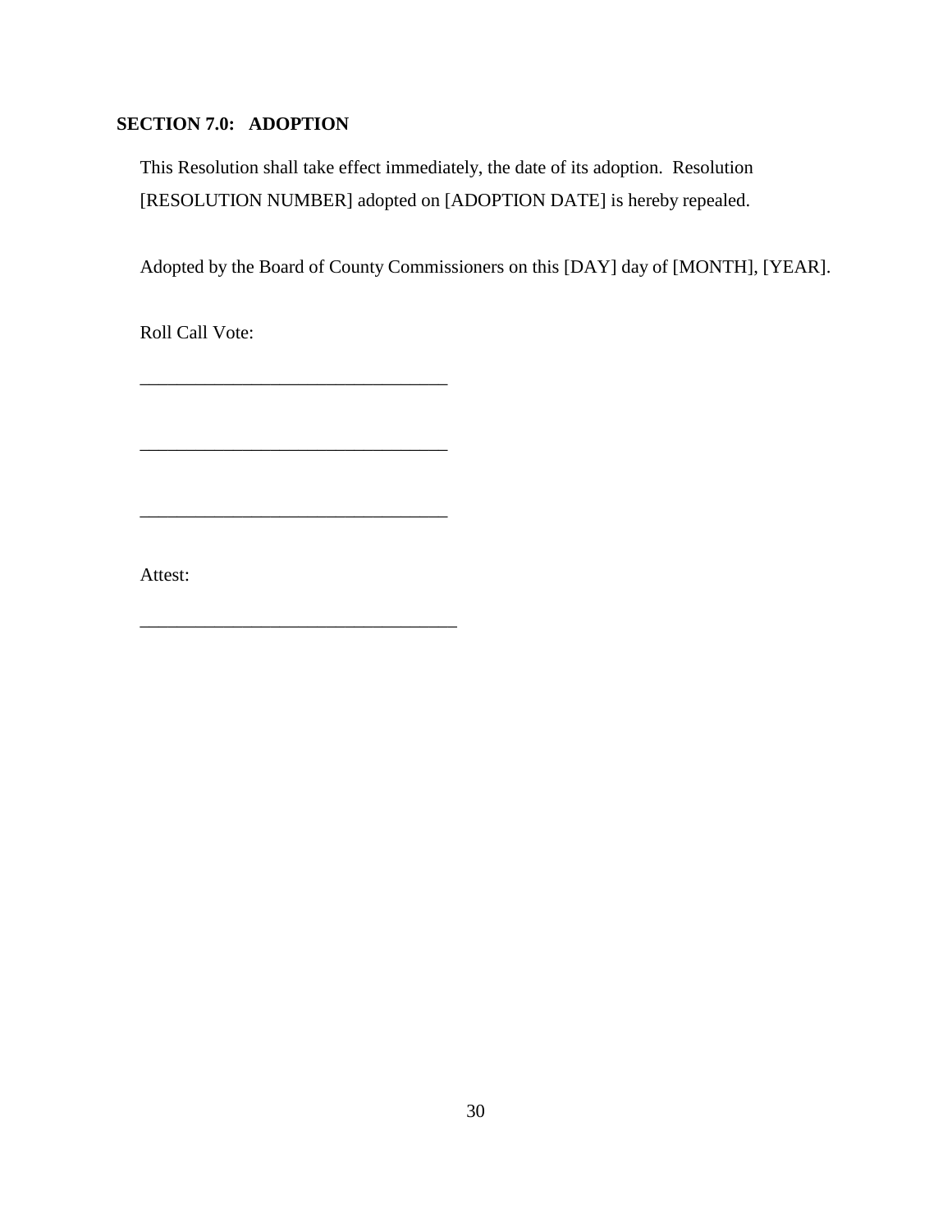## SECTION 7.0: ADOPTION

This Resolution shall take effect immediately, the date of its adoption. Resolution [RESOLUTION NUMBER] adopted on [ADOPTION DATE] is hereby repealed.

Adopted by the Board of County Commissioners on this [DAY] day of [MONTH], [YEAR].

Roll Call Vote:

_________________________________

_________________________________

_________________________________

Attest:

__________________________________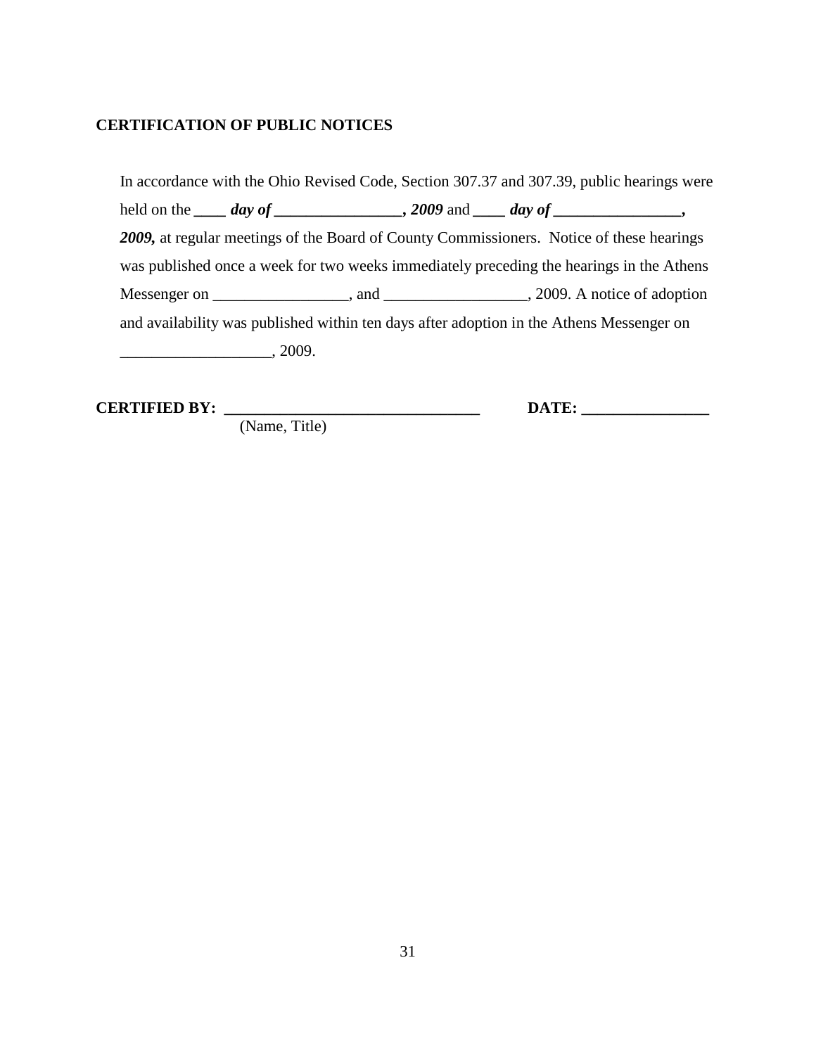**CERTIFICATION OF PUBLIC NOTICES**

In accordance with the Ohio Revised Code, Section 307.37 and 307.39, public hearings were held on the ***____ day of ________________, 2009*** and ***____ day of ________________, 2009,*** at regular meetings of the Board of County Commissioners. Notice of these hearings was published once a week for two weeks immediately preceding the hearings in the Athens Messenger on _________________, and __________________, 2009. A notice of adoption and availability was published within ten days after adoption in the Athens Messenger on ___________________, 2009.

**CERTIFIED BY: ________________________________** **DATE: ________________**
(Name, Title)